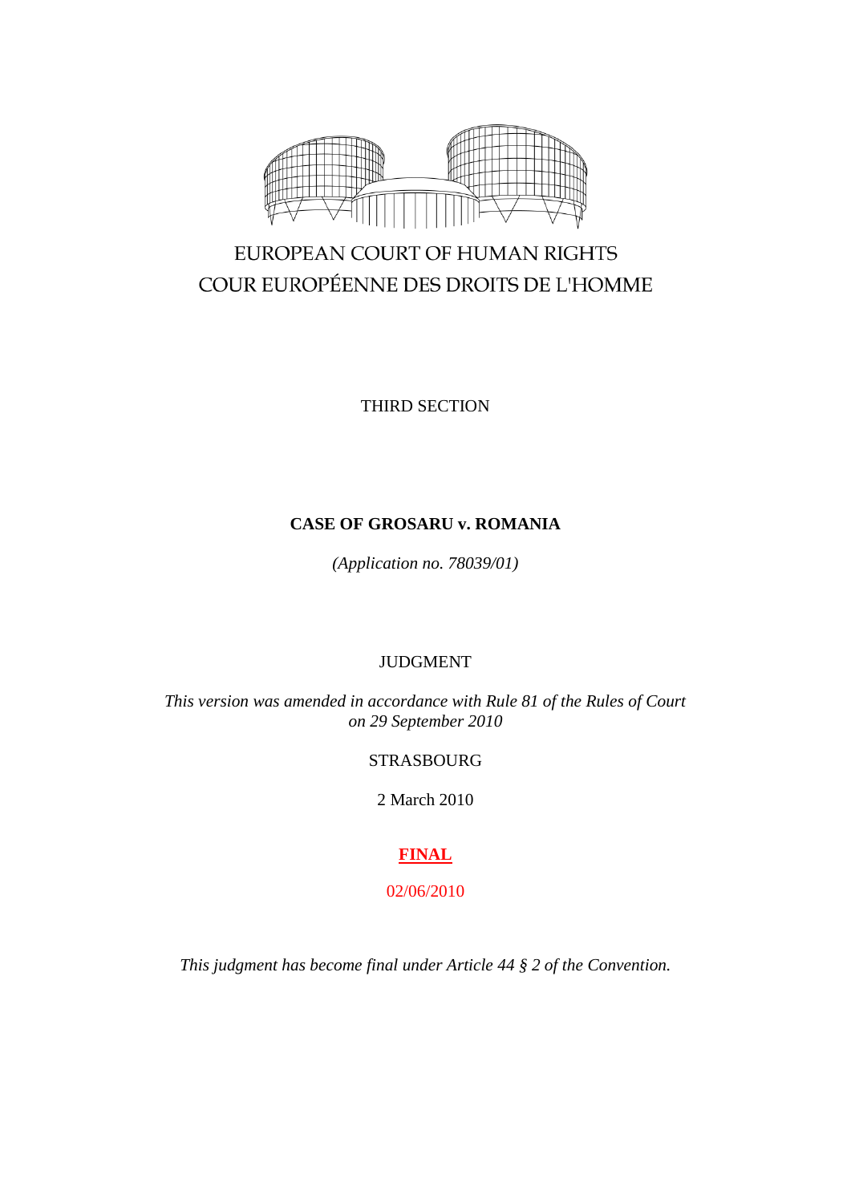EUROPEAN COURT OF HUMAN RIGHTS
COUR EUROPÉENNE DES DROITS DE L'HOMME

THIRD SECTION

**CASE OF GROSARU v. ROMANIA**

*(Application no. 78039/01)*

JUDGMENT

*This version was amended in accordance with Rule 81 of the Rules of Court on 29 September 2010*

STRASBOURG

2 March 2010

**FINAL**

02/06/2010

*This judgment has become final under Article 44 § 2 of the Convention.*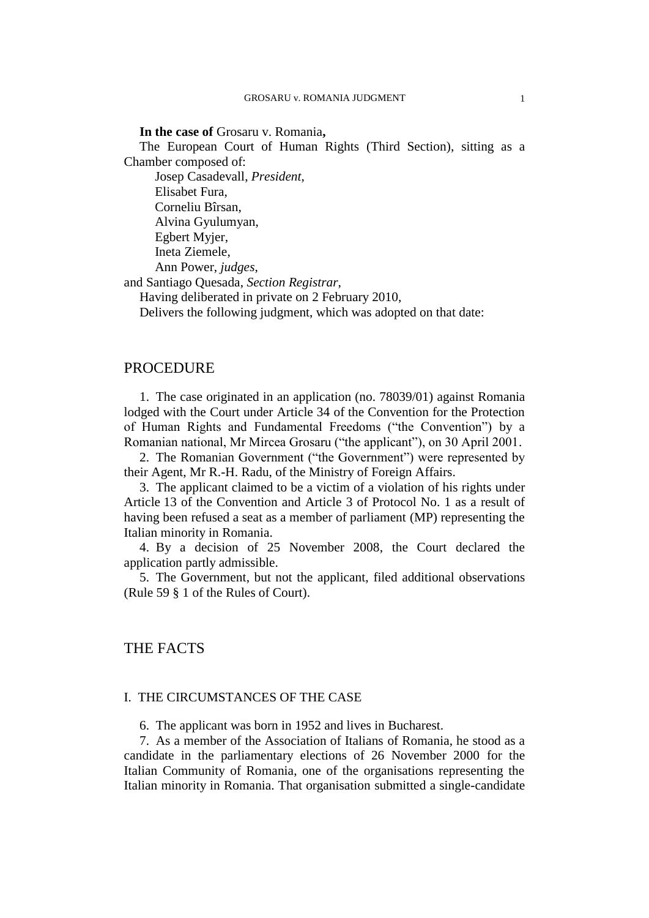**In the case of** Grosaru v. Romania**,**

The European Court of Human Rights (Third Section), sitting as a Chamber composed of:

Josep Casadevall, *President*,
Elisabet Fura,
Corneliu Bîrsan,
Alvina Gyulumyan,
Egbert Myjer,
Ineta Ziemele,
Ann Power, *judges*,
and Santiago Quesada, *Section Registrar*,

Having deliberated in private on 2 February 2010,

Delivers the following judgment, which was adopted on that date:

# PROCEDURE

1. The case originated in an application (no. 78039/01) against Romania lodged with the Court under Article 34 of the Convention for the Protection of Human Rights and Fundamental Freedoms ("the Convention") by a Romanian national, Mr Mircea Grosaru ("the applicant"), on 30 April 2001.

2. The Romanian Government ("the Government") were represented by their Agent, Mr R.-H. Radu, of the Ministry of Foreign Affairs.

3. The applicant claimed to be a victim of a violation of his rights under Article 13 of the Convention and Article 3 of Protocol No. 1 as a result of having been refused a seat as a member of parliament (MP) representing the Italian minority in Romania.

4. By a decision of 25 November 2008, the Court declared the application partly admissible.

5. The Government, but not the applicant, filed additional observations (Rule 59 § 1 of the Rules of Court).

# THE FACTS

## I. THE CIRCUMSTANCES OF THE CASE

6. The applicant was born in 1952 and lives in Bucharest.

7. As a member of the Association of Italians of Romania, he stood as a candidate in the parliamentary elections of 26 November 2000 for the Italian Community of Romania, one of the organisations representing the Italian minority in Romania. That organisation submitted a single-candidate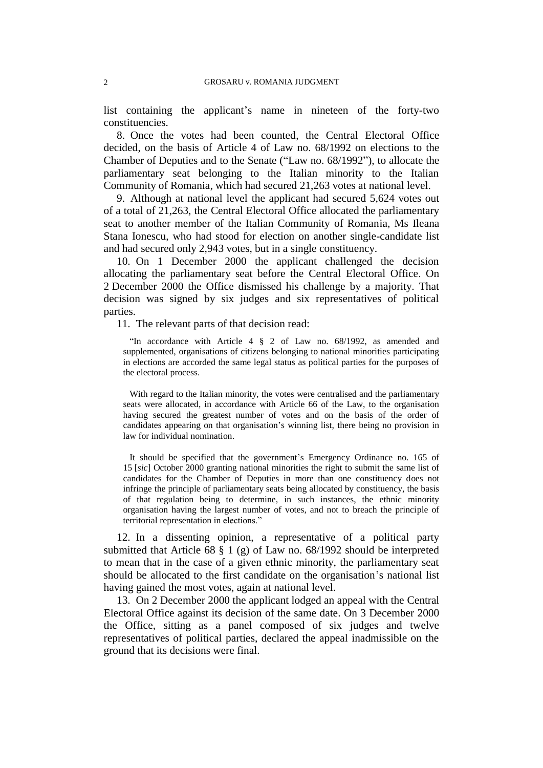list containing the applicant's name in nineteen of the forty-two constituencies.

8. Once the votes had been counted, the Central Electoral Office decided, on the basis of Article 4 of Law no. 68/1992 on elections to the Chamber of Deputies and to the Senate ("Law no. 68/1992"), to allocate the parliamentary seat belonging to the Italian minority to the Italian Community of Romania, which had secured 21,263 votes at national level.

9. Although at national level the applicant had secured 5,624 votes out of a total of 21,263, the Central Electoral Office allocated the parliamentary seat to another member of the Italian Community of Romania, Ms Ileana Stana Ionescu, who had stood for election on another single-candidate list and had secured only 2,943 votes, but in a single constituency.

10. On 1 December 2000 the applicant challenged the decision allocating the parliamentary seat before the Central Electoral Office. On 2 December 2000 the Office dismissed his challenge by a majority. That decision was signed by six judges and six representatives of political parties.

11. The relevant parts of that decision read:

> "In accordance with Article 4 § 2 of Law no. 68/1992, as amended and supplemented, organisations of citizens belonging to national minorities participating in elections are accorded the same legal status as political parties for the purposes of the electoral process.
>
> With regard to the Italian minority, the votes were centralised and the parliamentary seats were allocated, in accordance with Article 66 of the Law, to the organisation having secured the greatest number of votes and on the basis of the order of candidates appearing on that organisation's winning list, there being no provision in law for individual nomination.
>
> It should be specified that the government's Emergency Ordinance no. 165 of 15 [*sic*] October 2000 granting national minorities the right to submit the same list of candidates for the Chamber of Deputies in more than one constituency does not infringe the principle of parliamentary seats being allocated by constituency, the basis of that regulation being to determine, in such instances, the ethnic minority organisation having the largest number of votes, and not to breach the principle of territorial representation in elections."

12. In a dissenting opinion, a representative of a political party submitted that Article 68 § 1 (g) of Law no. 68/1992 should be interpreted to mean that in the case of a given ethnic minority, the parliamentary seat should be allocated to the first candidate on the organisation's national list having gained the most votes, again at national level.

13. On 2 December 2000 the applicant lodged an appeal with the Central Electoral Office against its decision of the same date. On 3 December 2000 the Office, sitting as a panel composed of six judges and twelve representatives of political parties, declared the appeal inadmissible on the ground that its decisions were final.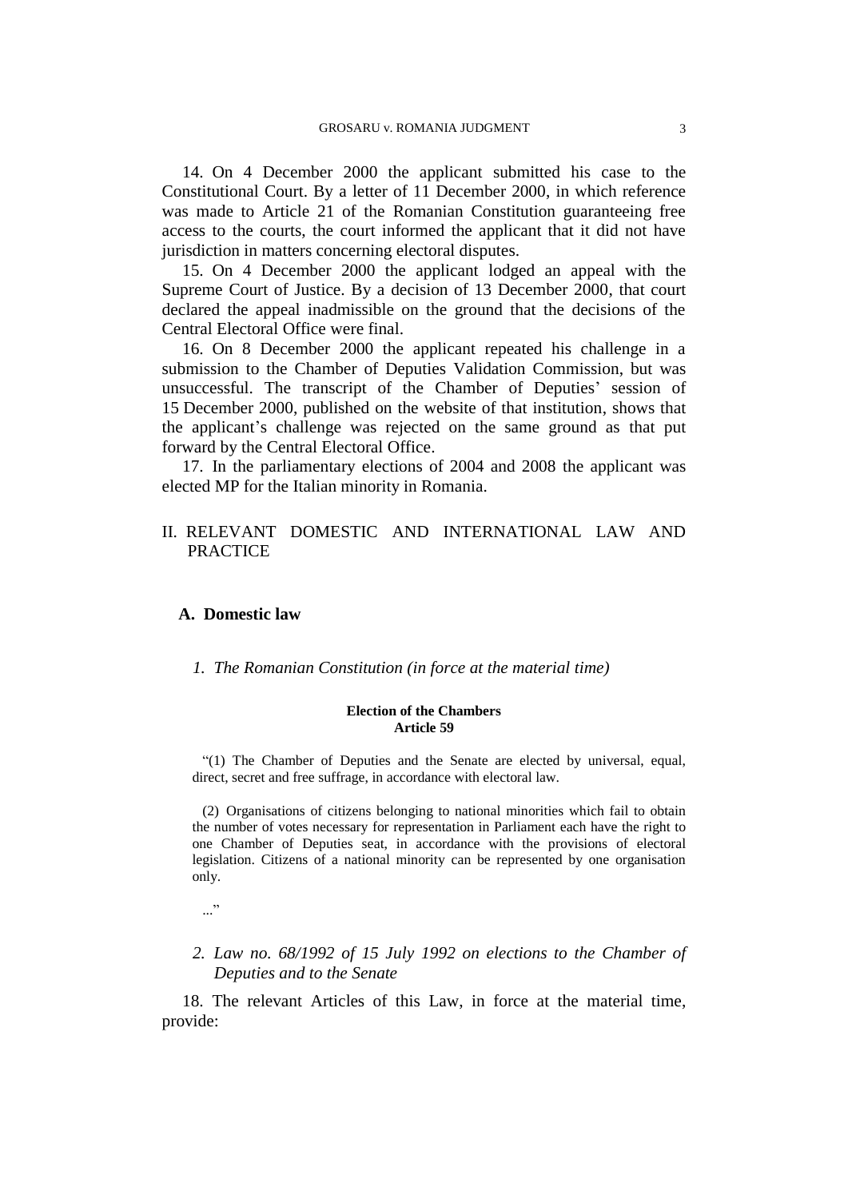14. On 4 December 2000 the applicant submitted his case to the Constitutional Court. By a letter of 11 December 2000, in which reference was made to Article 21 of the Romanian Constitution guaranteeing free access to the courts, the court informed the applicant that it did not have jurisdiction in matters concerning electoral disputes.

15. On 4 December 2000 the applicant lodged an appeal with the Supreme Court of Justice. By a decision of 13 December 2000, that court declared the appeal inadmissible on the ground that the decisions of the Central Electoral Office were final.

16. On 8 December 2000 the applicant repeated his challenge in a submission to the Chamber of Deputies Validation Commission, but was unsuccessful. The transcript of the Chamber of Deputies' session of 15 December 2000, published on the website of that institution, shows that the applicant's challenge was rejected on the same ground as that put forward by the Central Electoral Office.

17. In the parliamentary elections of 2004 and 2008 the applicant was elected MP for the Italian minority in Romania.

## II. RELEVANT DOMESTIC AND INTERNATIONAL LAW AND PRACTICE

### A. Domestic law

#### *1. The Romanian Constitution (in force at the material time)*

**Election of the Chambers**
**Article 59**

"(1) The Chamber of Deputies and the Senate are elected by universal, equal, direct, secret and free suffrage, in accordance with electoral law.

(2) Organisations of citizens belonging to national minorities which fail to obtain the number of votes necessary for representation in Parliament each have the right to one Chamber of Deputies seat, in accordance with the provisions of electoral legislation. Citizens of a national minority can be represented by one organisation only.

..."

#### *2. Law no. 68/1992 of 15 July 1992 on elections to the Chamber of Deputies and to the Senate*

18. The relevant Articles of this Law, in force at the material time, provide: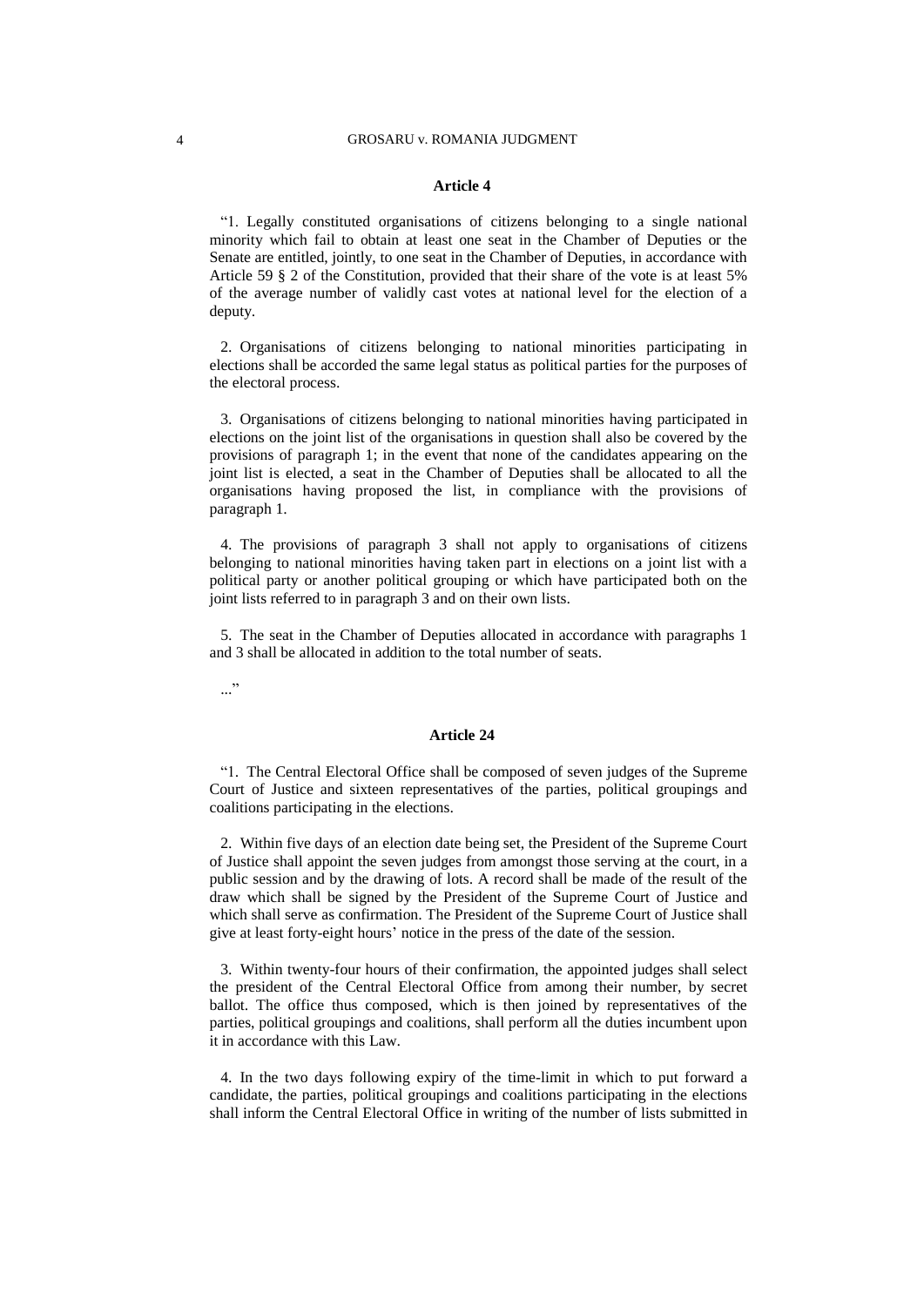#### Article 4

“1. Legally constituted organisations of citizens belonging to a single national minority which fail to obtain at least one seat in the Chamber of Deputies or the Senate are entitled, jointly, to one seat in the Chamber of Deputies, in accordance with Article 59 § 2 of the Constitution, provided that their share of the vote is at least 5% of the average number of validly cast votes at national level for the election of a deputy.

2. Organisations of citizens belonging to national minorities participating in elections shall be accorded the same legal status as political parties for the purposes of the electoral process.

3. Organisations of citizens belonging to national minorities having participated in elections on the joint list of the organisations in question shall also be covered by the provisions of paragraph 1; in the event that none of the candidates appearing on the joint list is elected, a seat in the Chamber of Deputies shall be allocated to all the organisations having proposed the list, in compliance with the provisions of paragraph 1.

4. The provisions of paragraph 3 shall not apply to organisations of citizens belonging to national minorities having taken part in elections on a joint list with a political party or another political grouping or which have participated both on the joint lists referred to in paragraph 3 and on their own lists.

5. The seat in the Chamber of Deputies allocated in accordance with paragraphs 1 and 3 shall be allocated in addition to the total number of seats.

...”

#### Article 24

“1. The Central Electoral Office shall be composed of seven judges of the Supreme Court of Justice and sixteen representatives of the parties, political groupings and coalitions participating in the elections.

2. Within five days of an election date being set, the President of the Supreme Court of Justice shall appoint the seven judges from amongst those serving at the court, in a public session and by the drawing of lots. A record shall be made of the result of the draw which shall be signed by the President of the Supreme Court of Justice and which shall serve as confirmation. The President of the Supreme Court of Justice shall give at least forty-eight hours’ notice in the press of the date of the session.

3. Within twenty-four hours of their confirmation, the appointed judges shall select the president of the Central Electoral Office from among their number, by secret ballot. The office thus composed, which is then joined by representatives of the parties, political groupings and coalitions, shall perform all the duties incumbent upon it in accordance with this Law.

4. In the two days following expiry of the time-limit in which to put forward a candidate, the parties, political groupings and coalitions participating in the elections shall inform the Central Electoral Office in writing of the number of lists submitted in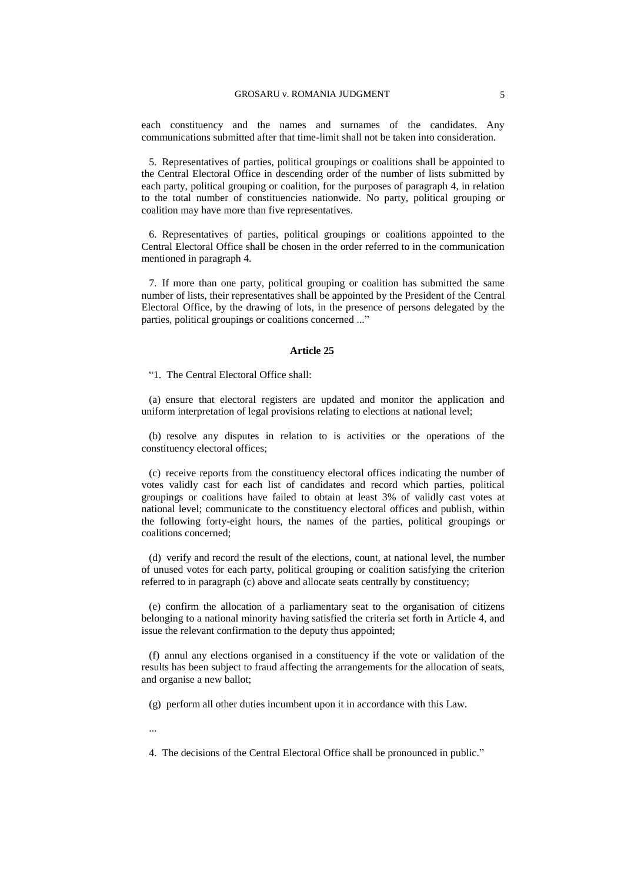each constituency and the names and surnames of the candidates. Any communications submitted after that time-limit shall not be taken into consideration.

5. Representatives of parties, political groupings or coalitions shall be appointed to the Central Electoral Office in descending order of the number of lists submitted by each party, political grouping or coalition, for the purposes of paragraph 4, in relation to the total number of constituencies nationwide. No party, political grouping or coalition may have more than five representatives.

6. Representatives of parties, political groupings or coalitions appointed to the Central Electoral Office shall be chosen in the order referred to in the communication mentioned in paragraph 4.

7. If more than one party, political grouping or coalition has submitted the same number of lists, their representatives shall be appointed by the President of the Central Electoral Office, by the drawing of lots, in the presence of persons delegated by the parties, political groupings or coalitions concerned ..."

**Article 25**

"1. The Central Electoral Office shall:

(a) ensure that electoral registers are updated and monitor the application and uniform interpretation of legal provisions relating to elections at national level;

(b) resolve any disputes in relation to is activities or the operations of the constituency electoral offices;

(c) receive reports from the constituency electoral offices indicating the number of votes validly cast for each list of candidates and record which parties, political groupings or coalitions have failed to obtain at least 3% of validly cast votes at national level; communicate to the constituency electoral offices and publish, within the following forty-eight hours, the names of the parties, political groupings or coalitions concerned;

(d) verify and record the result of the elections, count, at national level, the number of unused votes for each party, political grouping or coalition satisfying the criterion referred to in paragraph (c) above and allocate seats centrally by constituency;

(e) confirm the allocation of a parliamentary seat to the organisation of citizens belonging to a national minority having satisfied the criteria set forth in Article 4, and issue the relevant confirmation to the deputy thus appointed;

(f) annul any elections organised in a constituency if the vote or validation of the results has been subject to fraud affecting the arrangements for the allocation of seats, and organise a new ballot;

(g) perform all other duties incumbent upon it in accordance with this Law.

...

4. The decisions of the Central Electoral Office shall be pronounced in public."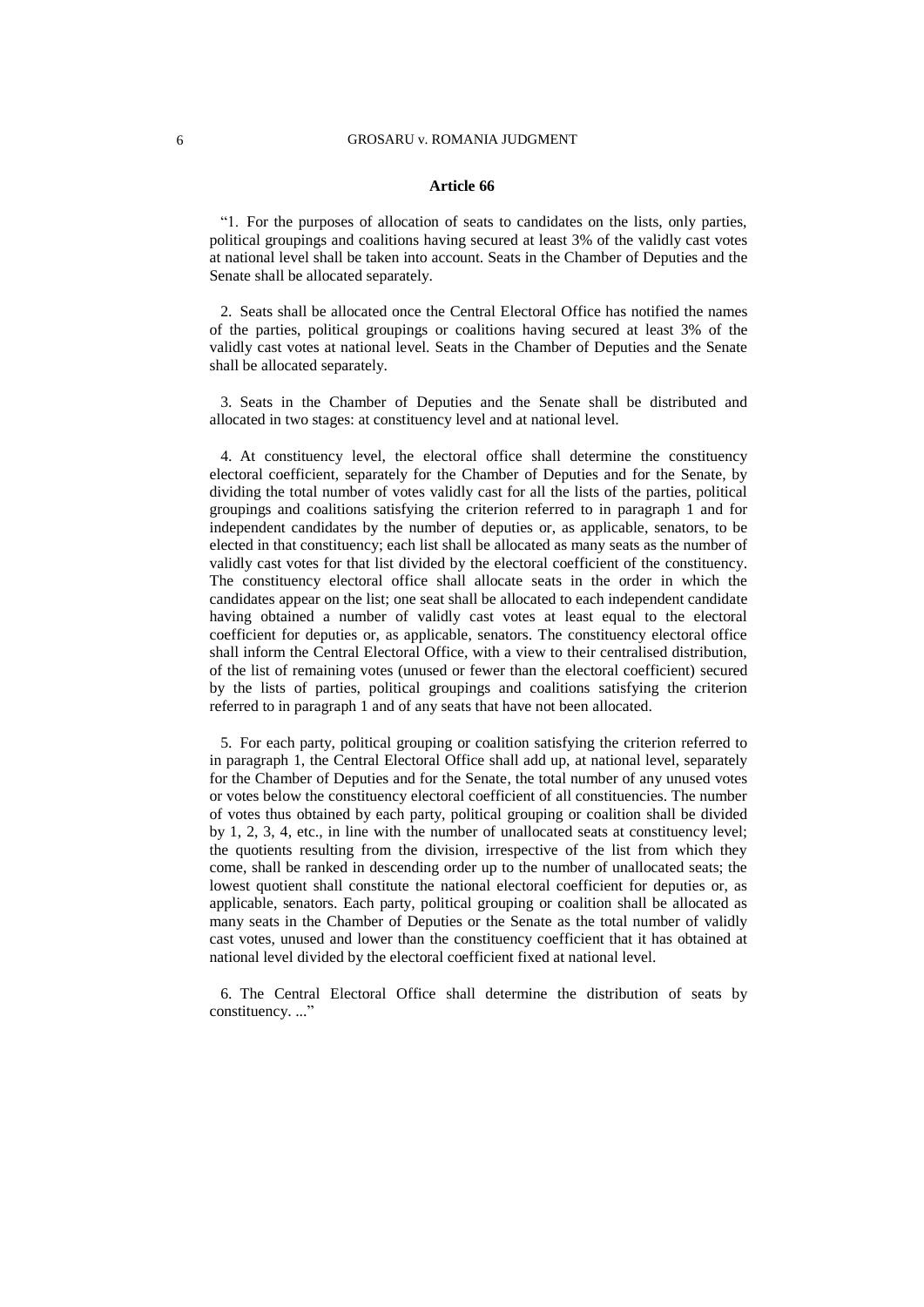### Article 66

"1. For the purposes of allocation of seats to candidates on the lists, only parties, political groupings and coalitions having secured at least 3% of the validly cast votes at national level shall be taken into account. Seats in the Chamber of Deputies and the Senate shall be allocated separately.

2. Seats shall be allocated once the Central Electoral Office has notified the names of the parties, political groupings or coalitions having secured at least 3% of the validly cast votes at national level. Seats in the Chamber of Deputies and the Senate shall be allocated separately.

3. Seats in the Chamber of Deputies and the Senate shall be distributed and allocated in two stages: at constituency level and at national level.

4. At constituency level, the electoral office shall determine the constituency electoral coefficient, separately for the Chamber of Deputies and for the Senate, by dividing the total number of votes validly cast for all the lists of the parties, political groupings and coalitions satisfying the criterion referred to in paragraph 1 and for independent candidates by the number of deputies or, as applicable, senators, to be elected in that constituency; each list shall be allocated as many seats as the number of validly cast votes for that list divided by the electoral coefficient of the constituency. The constituency electoral office shall allocate seats in the order in which the candidates appear on the list; one seat shall be allocated to each independent candidate having obtained a number of validly cast votes at least equal to the electoral coefficient for deputies or, as applicable, senators. The constituency electoral office shall inform the Central Electoral Office, with a view to their centralised distribution, of the list of remaining votes (unused or fewer than the electoral coefficient) secured by the lists of parties, political groupings and coalitions satisfying the criterion referred to in paragraph 1 and of any seats that have not been allocated.

5. For each party, political grouping or coalition satisfying the criterion referred to in paragraph 1, the Central Electoral Office shall add up, at national level, separately for the Chamber of Deputies and for the Senate, the total number of any unused votes or votes below the constituency electoral coefficient of all constituencies. The number of votes thus obtained by each party, political grouping or coalition shall be divided by 1, 2, 3, 4, etc., in line with the number of unallocated seats at constituency level; the quotients resulting from the division, irrespective of the list from which they come, shall be ranked in descending order up to the number of unallocated seats; the lowest quotient shall constitute the national electoral coefficient for deputies or, as applicable, senators. Each party, political grouping or coalition shall be allocated as many seats in the Chamber of Deputies or the Senate as the total number of validly cast votes, unused and lower than the constituency coefficient that it has obtained at national level divided by the electoral coefficient fixed at national level.

6. The Central Electoral Office shall determine the distribution of seats by constituency. ..."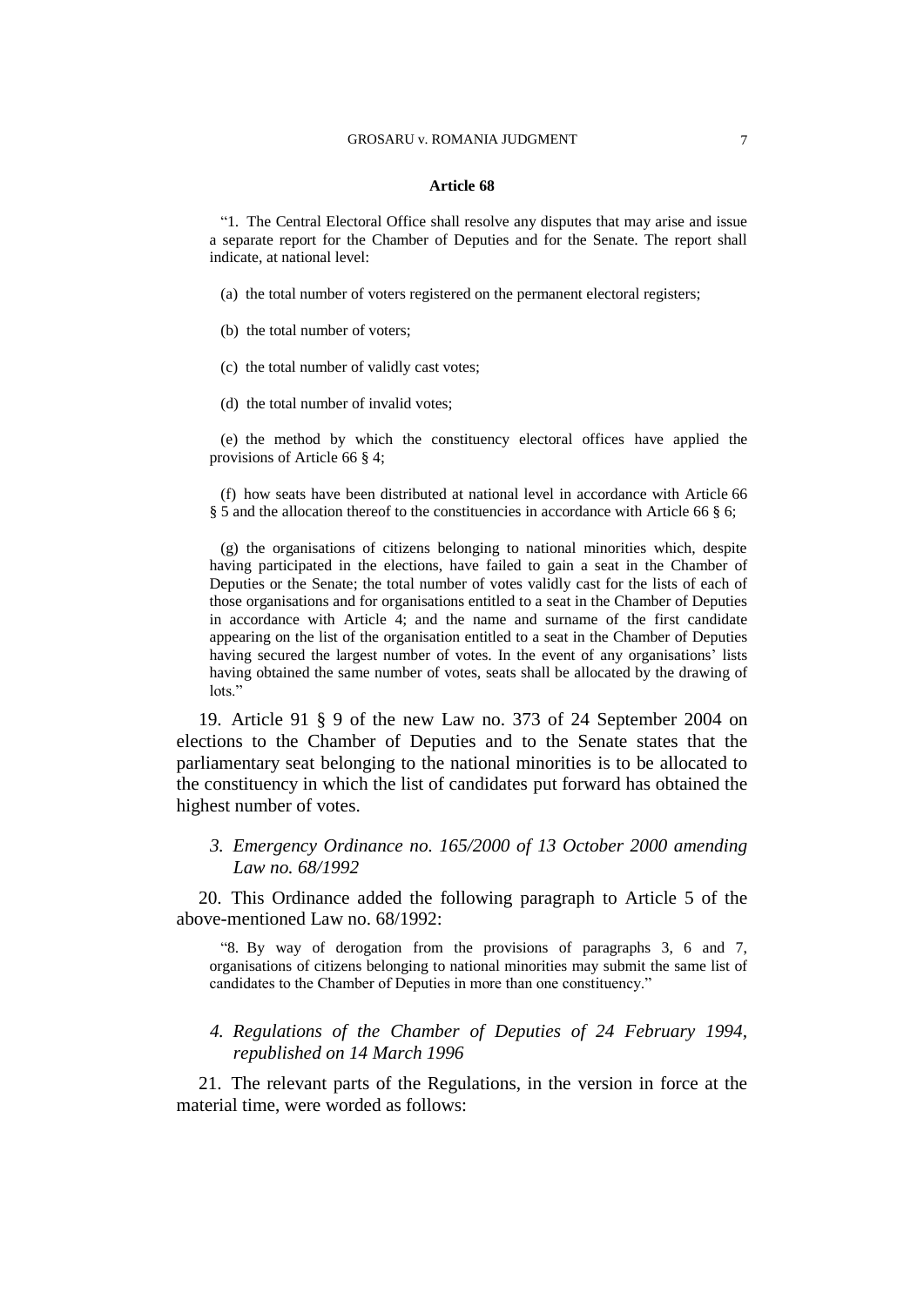**Article 68**

> “1. The Central Electoral Office shall resolve any disputes that may arise and issue a separate report for the Chamber of Deputies and for the Senate. The report shall indicate, at national level:
>
> (a) the total number of voters registered on the permanent electoral registers;
>
> (b) the total number of voters;
>
> (c) the total number of validly cast votes;
>
> (d) the total number of invalid votes;
>
> (e) the method by which the constituency electoral offices have applied the provisions of Article 66 § 4;
>
> (f) how seats have been distributed at national level in accordance with Article 66 § 5 and the allocation thereof to the constituencies in accordance with Article 66 § 6;
>
> (g) the organisations of citizens belonging to national minorities which, despite having participated in the elections, have failed to gain a seat in the Chamber of Deputies or the Senate; the total number of votes validly cast for the lists of each of those organisations and for organisations entitled to a seat in the Chamber of Deputies in accordance with Article 4; and the name and surname of the first candidate appearing on the list of the organisation entitled to a seat in the Chamber of Deputies having secured the largest number of votes. In the event of any organisations’ lists having obtained the same number of votes, seats shall be allocated by the drawing of lots.”

19. Article 91 § 9 of the new Law no. 373 of 24 September 2004 on elections to the Chamber of Deputies and to the Senate states that the parliamentary seat belonging to the national minorities is to be allocated to the constituency in which the list of candidates put forward has obtained the highest number of votes.

### *3. Emergency Ordinance no. 165/2000 of 13 October 2000 amending Law no. 68/1992*

20. This Ordinance added the following paragraph to Article 5 of the above-mentioned Law no. 68/1992:

> “8. By way of derogation from the provisions of paragraphs 3, 6 and 7, organisations of citizens belonging to national minorities may submit the same list of candidates to the Chamber of Deputies in more than one constituency.”

### *4. Regulations of the Chamber of Deputies of 24 February 1994, republished on 14 March 1996*

21. The relevant parts of the Regulations, in the version in force at the material time, were worded as follows: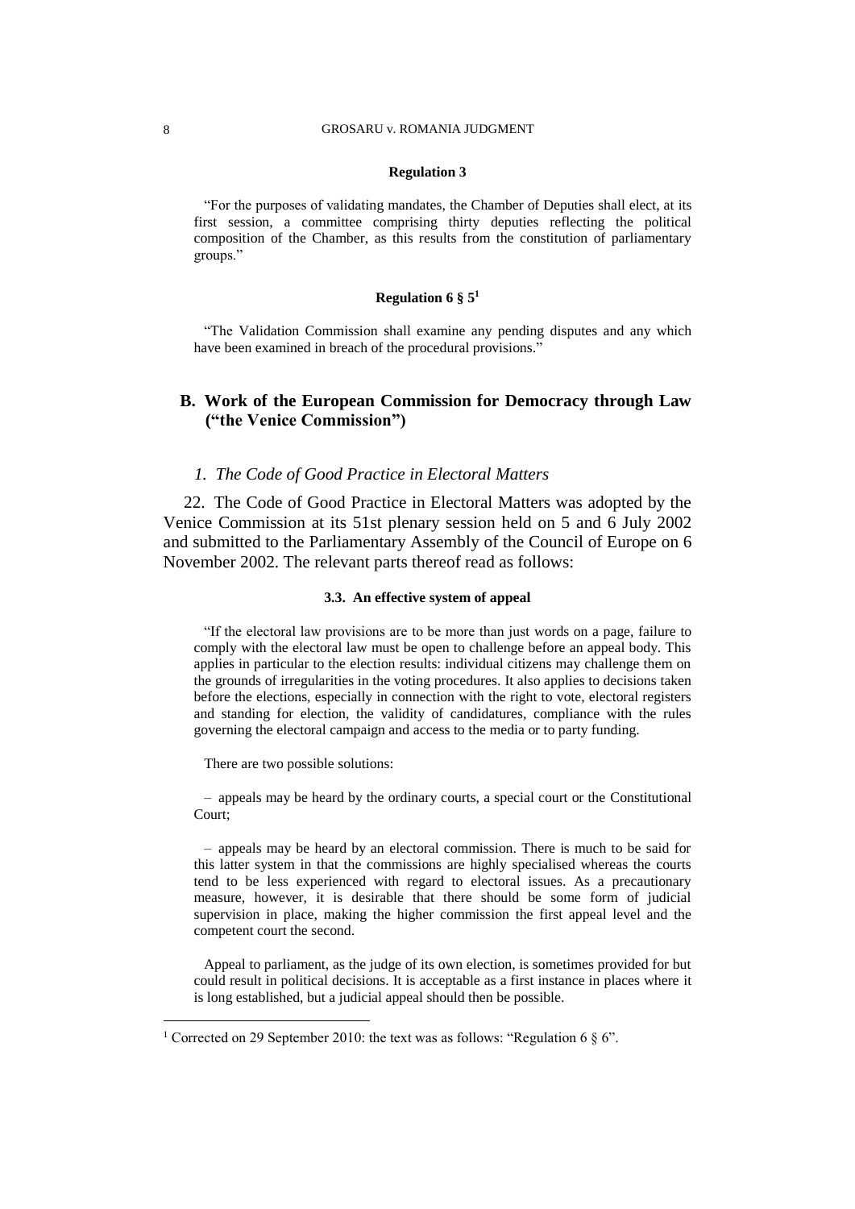**Regulation 3**

"For the purposes of validating mandates, the Chamber of Deputies shall elect, at its first session, a committee comprising thirty deputies reflecting the political composition of the Chamber, as this results from the constitution of parliamentary groups."

**Regulation 6 § 5**[1]

"The Validation Commission shall examine any pending disputes and any which have been examined in breach of the procedural provisions."

## B. Work of the European Commission for Democracy through Law ("the Venice Commission")

### *1. The Code of Good Practice in Electoral Matters*

22. The Code of Good Practice in Electoral Matters was adopted by the Venice Commission at its 51st plenary session held on 5 and 6 July 2002 and submitted to the Parliamentary Assembly of the Council of Europe on 6 November 2002. The relevant parts thereof read as follows:

**3.3. An effective system of appeal**

"If the electoral law provisions are to be more than just words on a page, failure to comply with the electoral law must be open to challenge before an appeal body. This applies in particular to the election results: individual citizens may challenge them on the grounds of irregularities in the voting procedures. It also applies to decisions taken before the elections, especially in connection with the right to vote, electoral registers and standing for election, the validity of candidatures, compliance with the rules governing the electoral campaign and access to the media or to party funding.

There are two possible solutions:

– appeals may be heard by the ordinary courts, a special court or the Constitutional Court;

– appeals may be heard by an electoral commission. There is much to be said for this latter system in that the commissions are highly specialised whereas the courts tend to be less experienced with regard to electoral issues. As a precautionary measure, however, it is desirable that there should be some form of judicial supervision in place, making the higher commission the first appeal level and the competent court the second.

Appeal to parliament, as the judge of its own election, is sometimes provided for but could result in political decisions. It is acceptable as a first instance in places where it is long established, but a judicial appeal should then be possible.

---

[1] Corrected on 29 September 2010: the text was as follows: "Regulation 6 § 6".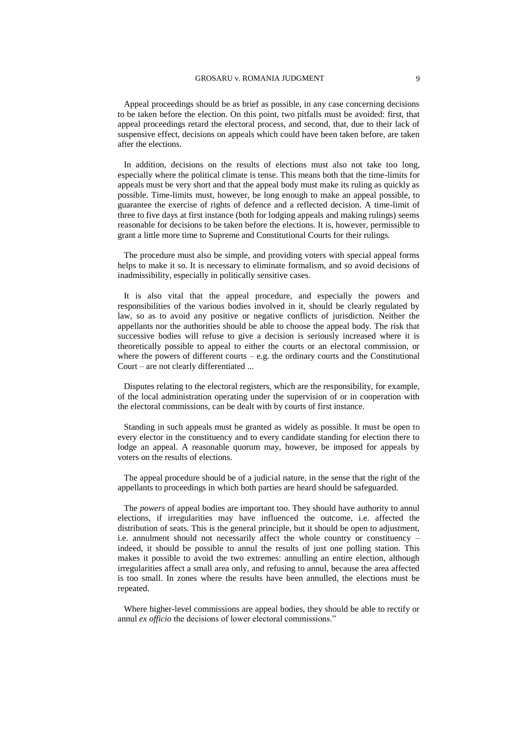Appeal proceedings should be as brief as possible, in any case concerning decisions to be taken before the election. On this point, two pitfalls must be avoided: first, that appeal proceedings retard the electoral process, and second, that, due to their lack of suspensive effect, decisions on appeals which could have been taken before, are taken after the elections.

In addition, decisions on the results of elections must also not take too long, especially where the political climate is tense. This means both that the time-limits for appeals must be very short and that the appeal body must make its ruling as quickly as possible. Time-limits must, however, be long enough to make an appeal possible, to guarantee the exercise of rights of defence and a reflected decision. A time-limit of three to five days at first instance (both for lodging appeals and making rulings) seems reasonable for decisions to be taken before the elections. It is, however, permissible to grant a little more time to Supreme and Constitutional Courts for their rulings.

The procedure must also be simple, and providing voters with special appeal forms helps to make it so. It is necessary to eliminate formalism, and so avoid decisions of inadmissibility, especially in politically sensitive cases.

It is also vital that the appeal procedure, and especially the powers and responsibilities of the various bodies involved in it, should be clearly regulated by law, so as to avoid any positive or negative conflicts of jurisdiction. Neither the appellants nor the authorities should be able to choose the appeal body. The risk that successive bodies will refuse to give a decision is seriously increased where it is theoretically possible to appeal to either the courts or an electoral commission, or where the powers of different courts – e.g. the ordinary courts and the Constitutional Court – are not clearly differentiated ...

Disputes relating to the electoral registers, which are the responsibility, for example, of the local administration operating under the supervision of or in cooperation with the electoral commissions, can be dealt with by courts of first instance.

Standing in such appeals must be granted as widely as possible. It must be open to every elector in the constituency and to every candidate standing for election there to lodge an appeal. A reasonable quorum may, however, be imposed for appeals by voters on the results of elections.

The appeal procedure should be of a judicial nature, in the sense that the right of the appellants to proceedings in which both parties are heard should be safeguarded.

The *powers* of appeal bodies are important too. They should have authority to annul elections, if irregularities may have influenced the outcome, i.e. affected the distribution of seats. This is the general principle, but it should be open to adjustment, i.e. annulment should not necessarily affect the whole country or constituency – indeed, it should be possible to annul the results of just one polling station. This makes it possible to avoid the two extremes: annulling an entire election, although irregularities affect a small area only, and refusing to annul, because the area affected is too small. In zones where the results have been annulled, the elections must be repeated.

Where higher-level commissions are appeal bodies, they should be able to rectify or annul *ex officio* the decisions of lower electoral commissions."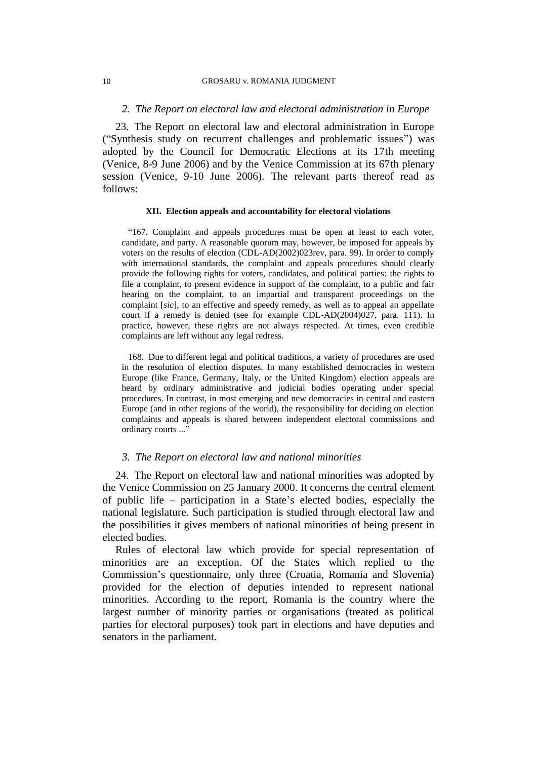*2. The Report on electoral law and electoral administration in Europe*

23. The Report on electoral law and electoral administration in Europe ("Synthesis study on recurrent challenges and problematic issues") was adopted by the Council for Democratic Elections at its 17th meeting (Venice, 8-9 June 2006) and by the Venice Commission at its 67th plenary session (Venice, 9-10 June 2006). The relevant parts thereof read as follows:

> **XII. Election appeals and accountability for electoral violations**
>
> "167. Complaint and appeals procedures must be open at least to each voter, candidate, and party. A reasonable quorum may, however, be imposed for appeals by voters on the results of election (CDL-AD(2002)023rev, para. 99). In order to comply with international standards, the complaint and appeals procedures should clearly provide the following rights for voters, candidates, and political parties: the rights to file a complaint, to present evidence in support of the complaint, to a public and fair hearing on the complaint, to an impartial and transparent proceedings on the complaint [*sic*], to an effective and speedy remedy, as well as to appeal an appellate court if a remedy is denied (see for example CDL-AD(2004)027, para. 111). In practice, however, these rights are not always respected. At times, even credible complaints are left without any legal redress.
>
> 168. Due to different legal and political traditions, a variety of procedures are used in the resolution of election disputes. In many established democracies in western Europe (like France, Germany, Italy, or the United Kingdom) election appeals are heard by ordinary administrative and judicial bodies operating under special procedures. In contrast, in most emerging and new democracies in central and eastern Europe (and in other regions of the world), the responsibility for deciding on election complaints and appeals is shared between independent electoral commissions and ordinary courts ..."

*3. The Report on electoral law and national minorities*

24. The Report on electoral law and national minorities was adopted by the Venice Commission on 25 January 2000. It concerns the central element of public life – participation in a State's elected bodies, especially the national legislature. Such participation is studied through electoral law and the possibilities it gives members of national minorities of being present in elected bodies.

Rules of electoral law which provide for special representation of minorities are an exception. Of the States which replied to the Commission's questionnaire, only three (Croatia, Romania and Slovenia) provided for the election of deputies intended to represent national minorities. According to the report, Romania is the country where the largest number of minority parties or organisations (treated as political parties for electoral purposes) took part in elections and have deputies and senators in the parliament.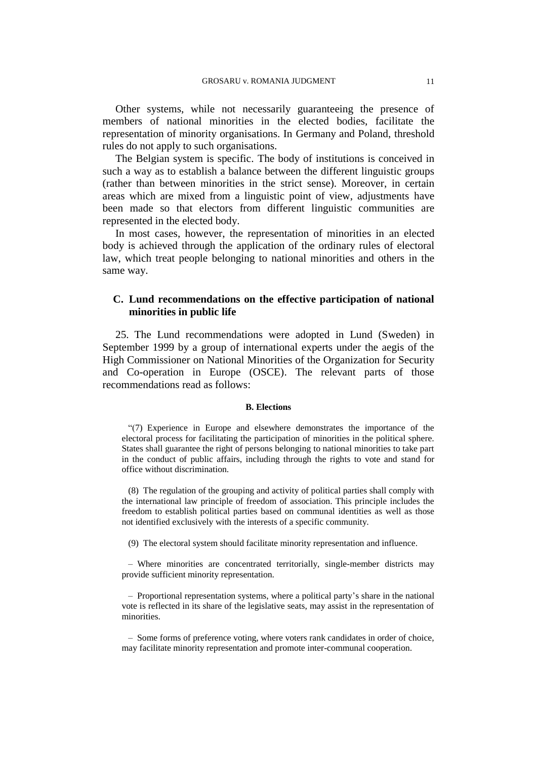Other systems, while not necessarily guaranteeing the presence of members of national minorities in the elected bodies, facilitate the representation of minority organisations. In Germany and Poland, threshold rules do not apply to such organisations.

The Belgian system is specific. The body of institutions is conceived in such a way as to establish a balance between the different linguistic groups (rather than between minorities in the strict sense). Moreover, in certain areas which are mixed from a linguistic point of view, adjustments have been made so that electors from different linguistic communities are represented in the elected body.

In most cases, however, the representation of minorities in an elected body is achieved through the application of the ordinary rules of electoral law, which treat people belonging to national minorities and others in the same way.

## C. Lund recommendations on the effective participation of national minorities in public life

25. The Lund recommendations were adopted in Lund (Sweden) in September 1999 by a group of international experts under the aegis of the High Commissioner on National Minorities of the Organization for Security and Co-operation in Europe (OSCE). The relevant parts of those recommendations read as follows:

**B. Elections**

"(7) Experience in Europe and elsewhere demonstrates the importance of the electoral process for facilitating the participation of minorities in the political sphere. States shall guarantee the right of persons belonging to national minorities to take part in the conduct of public affairs, including through the rights to vote and stand for office without discrimination.

(8) The regulation of the grouping and activity of political parties shall comply with the international law principle of freedom of association. This principle includes the freedom to establish political parties based on communal identities as well as those not identified exclusively with the interests of a specific community.

(9) The electoral system should facilitate minority representation and influence.

– Where minorities are concentrated territorially, single-member districts may provide sufficient minority representation.

– Proportional representation systems, where a political party's share in the national vote is reflected in its share of the legislative seats, may assist in the representation of minorities.

– Some forms of preference voting, where voters rank candidates in order of choice, may facilitate minority representation and promote inter-communal cooperation.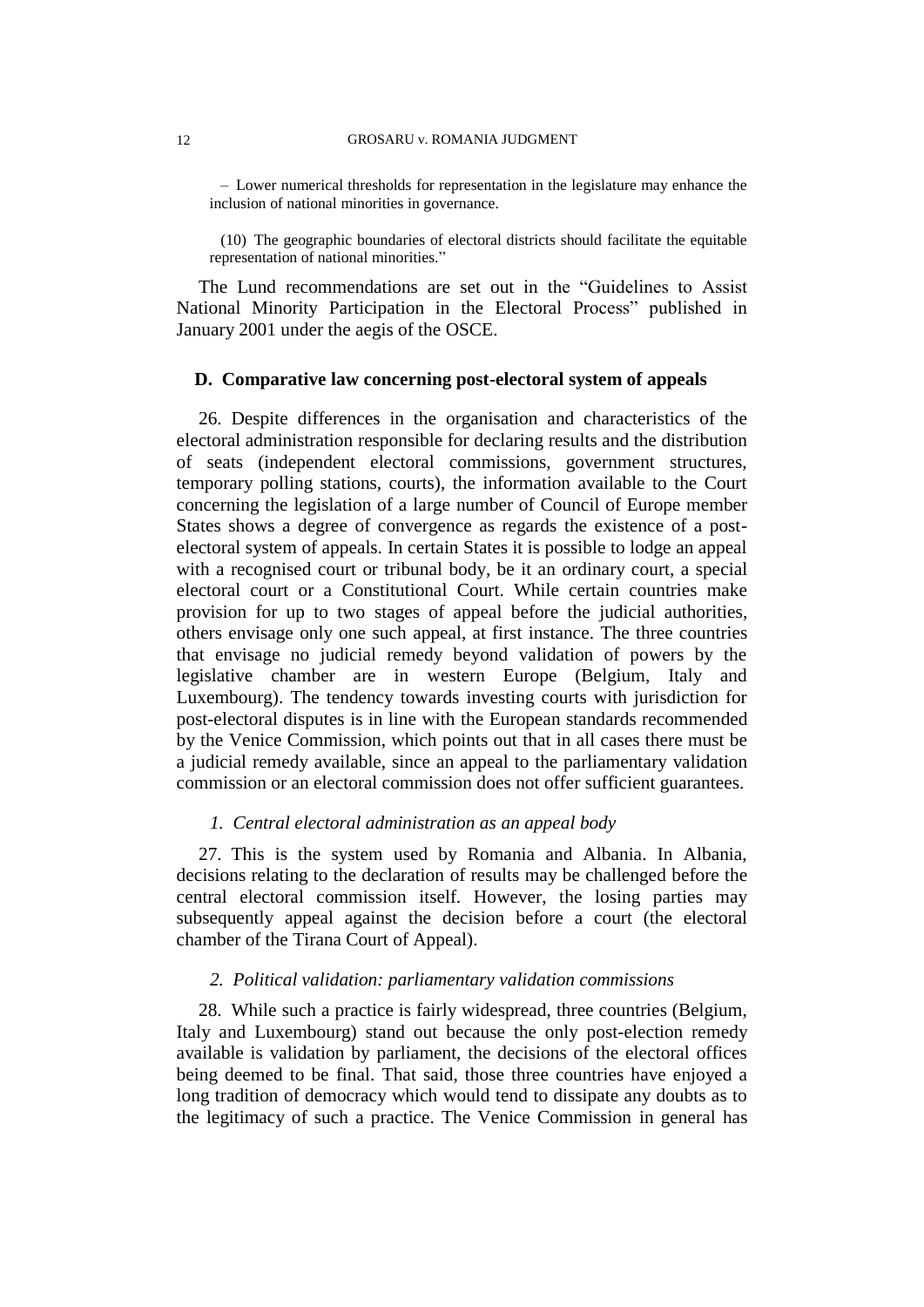> – Lower numerical thresholds for representation in the legislature may enhance the inclusion of national minorities in governance.
>
> (10) The geographic boundaries of electoral districts should facilitate the equitable representation of national minorities."

The Lund recommendations are set out in the "Guidelines to Assist National Minority Participation in the Electoral Process" published in January 2001 under the aegis of the OSCE.

### D. Comparative law concerning post-electoral system of appeals

26. Despite differences in the organisation and characteristics of the electoral administration responsible for declaring results and the distribution of seats (independent electoral commissions, government structures, temporary polling stations, courts), the information available to the Court concerning the legislation of a large number of Council of Europe member States shows a degree of convergence as regards the existence of a post-electoral system of appeals. In certain States it is possible to lodge an appeal with a recognised court or tribunal body, be it an ordinary court, a special electoral court or a Constitutional Court. While certain countries make provision for up to two stages of appeal before the judicial authorities, others envisage only one such appeal, at first instance. The three countries that envisage no judicial remedy beyond validation of powers by the legislative chamber are in western Europe (Belgium, Italy and Luxembourg). The tendency towards investing courts with jurisdiction for post-electoral disputes is in line with the European standards recommended by the Venice Commission, which points out that in all cases there must be a judicial remedy available, since an appeal to the parliamentary validation commission or an electoral commission does not offer sufficient guarantees.

#### *1. Central electoral administration as an appeal body*

27. This is the system used by Romania and Albania. In Albania, decisions relating to the declaration of results may be challenged before the central electoral commission itself. However, the losing parties may subsequently appeal against the decision before a court (the electoral chamber of the Tirana Court of Appeal).

#### *2. Political validation: parliamentary validation commissions*

28. While such a practice is fairly widespread, three countries (Belgium, Italy and Luxembourg) stand out because the only post-election remedy available is validation by parliament, the decisions of the electoral offices being deemed to be final. That said, those three countries have enjoyed a long tradition of democracy which would tend to dissipate any doubts as to the legitimacy of such a practice. The Venice Commission in general has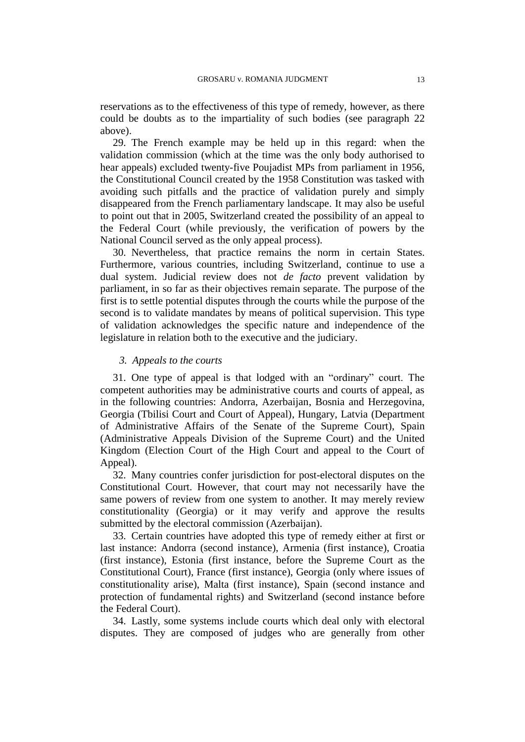reservations as to the effectiveness of this type of remedy, however, as there could be doubts as to the impartiality of such bodies (see paragraph 22 above).

29. The French example may be held up in this regard: when the validation commission (which at the time was the only body authorised to hear appeals) excluded twenty-five Poujadist MPs from parliament in 1956, the Constitutional Council created by the 1958 Constitution was tasked with avoiding such pitfalls and the practice of validation purely and simply disappeared from the French parliamentary landscape. It may also be useful to point out that in 2005, Switzerland created the possibility of an appeal to the Federal Court (while previously, the verification of powers by the National Council served as the only appeal process).

30. Nevertheless, that practice remains the norm in certain States. Furthermore, various countries, including Switzerland, continue to use a dual system. Judicial review does not *de facto* prevent validation by parliament, in so far as their objectives remain separate. The purpose of the first is to settle potential disputes through the courts while the purpose of the second is to validate mandates by means of political supervision. This type of validation acknowledges the specific nature and independence of the legislature in relation both to the executive and the judiciary.

### *3. Appeals to the courts*

31. One type of appeal is that lodged with an "ordinary" court. The competent authorities may be administrative courts and courts of appeal, as in the following countries: Andorra, Azerbaijan, Bosnia and Herzegovina, Georgia (Tbilisi Court and Court of Appeal), Hungary, Latvia (Department of Administrative Affairs of the Senate of the Supreme Court), Spain (Administrative Appeals Division of the Supreme Court) and the United Kingdom (Election Court of the High Court and appeal to the Court of Appeal).

32. Many countries confer jurisdiction for post-electoral disputes on the Constitutional Court. However, that court may not necessarily have the same powers of review from one system to another. It may merely review constitutionality (Georgia) or it may verify and approve the results submitted by the electoral commission (Azerbaijan).

33. Certain countries have adopted this type of remedy either at first or last instance: Andorra (second instance), Armenia (first instance), Croatia (first instance), Estonia (first instance, before the Supreme Court as the Constitutional Court), France (first instance), Georgia (only where issues of constitutionality arise), Malta (first instance), Spain (second instance and protection of fundamental rights) and Switzerland (second instance before the Federal Court).

34. Lastly, some systems include courts which deal only with electoral disputes. They are composed of judges who are generally from other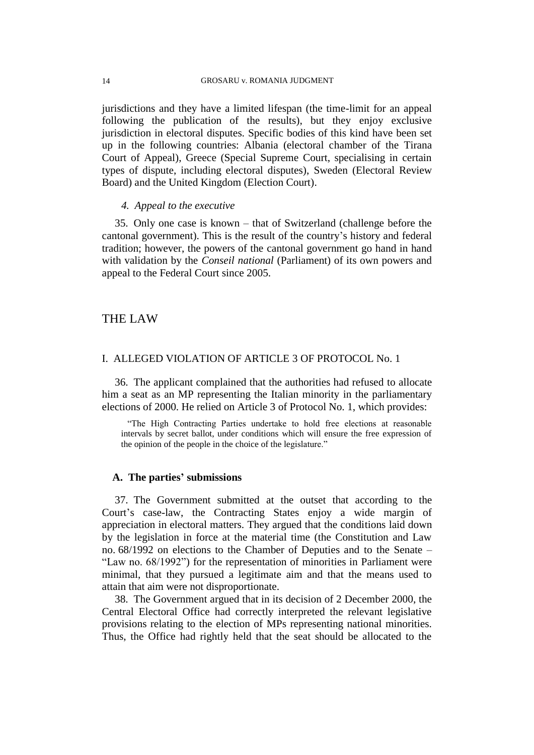jurisdictions and they have a limited lifespan (the time-limit for an appeal following the publication of the results), but they enjoy exclusive jurisdiction in electoral disputes. Specific bodies of this kind have been set up in the following countries: Albania (electoral chamber of the Tirana Court of Appeal), Greece (Special Supreme Court, specialising in certain types of dispute, including electoral disputes), Sweden (Electoral Review Board) and the United Kingdom (Election Court).

#### *4. Appeal to the executive*

35. Only one case is known – that of Switzerland (challenge before the cantonal government). This is the result of the country's history and federal tradition; however, the powers of the cantonal government go hand in hand with validation by the *Conseil national* (Parliament) of its own powers and appeal to the Federal Court since 2005.

# THE LAW

## I. ALLEGED VIOLATION OF ARTICLE 3 OF PROTOCOL No. 1

36. The applicant complained that the authorities had refused to allocate him a seat as an MP representing the Italian minority in the parliamentary elections of 2000. He relied on Article 3 of Protocol No. 1, which provides:

> "The High Contracting Parties undertake to hold free elections at reasonable intervals by secret ballot, under conditions which will ensure the free expression of the opinion of the people in the choice of the legislature."

### A. The parties' submissions

37. The Government submitted at the outset that according to the Court's case-law, the Contracting States enjoy a wide margin of appreciation in electoral matters. They argued that the conditions laid down by the legislation in force at the material time (the Constitution and Law no. 68/1992 on elections to the Chamber of Deputies and to the Senate – "Law no. 68/1992") for the representation of minorities in Parliament were minimal, that they pursued a legitimate aim and that the means used to attain that aim were not disproportionate.

38. The Government argued that in its decision of 2 December 2000, the Central Electoral Office had correctly interpreted the relevant legislative provisions relating to the election of MPs representing national minorities. Thus, the Office had rightly held that the seat should be allocated to the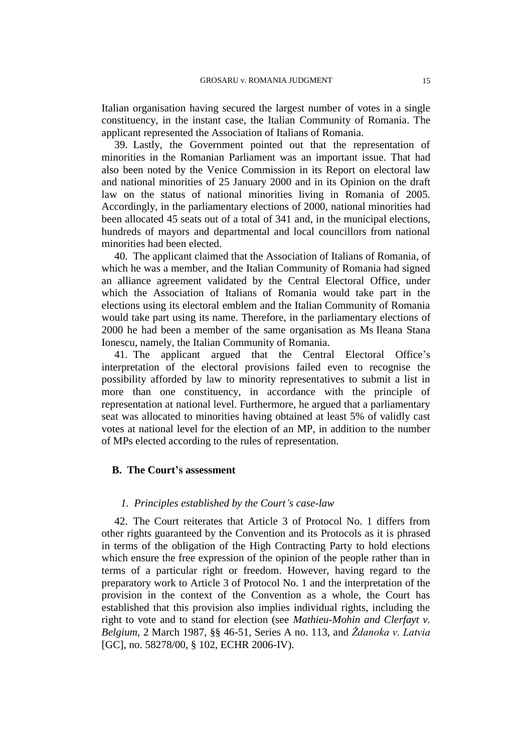Italian organisation having secured the largest number of votes in a single constituency, in the instant case, the Italian Community of Romania. The applicant represented the Association of Italians of Romania.

39. Lastly, the Government pointed out that the representation of minorities in the Romanian Parliament was an important issue. That had also been noted by the Venice Commission in its Report on electoral law and national minorities of 25 January 2000 and in its Opinion on the draft law on the status of national minorities living in Romania of 2005. Accordingly, in the parliamentary elections of 2000, national minorities had been allocated 45 seats out of a total of 341 and, in the municipal elections, hundreds of mayors and departmental and local councillors from national minorities had been elected.

40. The applicant claimed that the Association of Italians of Romania, of which he was a member, and the Italian Community of Romania had signed an alliance agreement validated by the Central Electoral Office, under which the Association of Italians of Romania would take part in the elections using its electoral emblem and the Italian Community of Romania would take part using its name. Therefore, in the parliamentary elections of 2000 he had been a member of the same organisation as Ms Ileana Stana Ionescu, namely, the Italian Community of Romania.

41. The applicant argued that the Central Electoral Office's interpretation of the electoral provisions failed even to recognise the possibility afforded by law to minority representatives to submit a list in more than one constituency, in accordance with the principle of representation at national level. Furthermore, he argued that a parliamentary seat was allocated to minorities having obtained at least 5% of validly cast votes at national level for the election of an MP, in addition to the number of MPs elected according to the rules of representation.

## B. The Court's assessment

### *1. Principles established by the Court's case-law*

42. The Court reiterates that Article 3 of Protocol No. 1 differs from other rights guaranteed by the Convention and its Protocols as it is phrased in terms of the obligation of the High Contracting Party to hold elections which ensure the free expression of the opinion of the people rather than in terms of a particular right or freedom. However, having regard to the preparatory work to Article 3 of Protocol No. 1 and the interpretation of the provision in the context of the Convention as a whole, the Court has established that this provision also implies individual rights, including the right to vote and to stand for election (see *Mathieu-Mohin and Clerfayt v. Belgium*, 2 March 1987, §§ 46-51, Series A no. 113, and *Ždanoka v. Latvia* [GC], no. 58278/00, § 102, ECHR 2006-IV).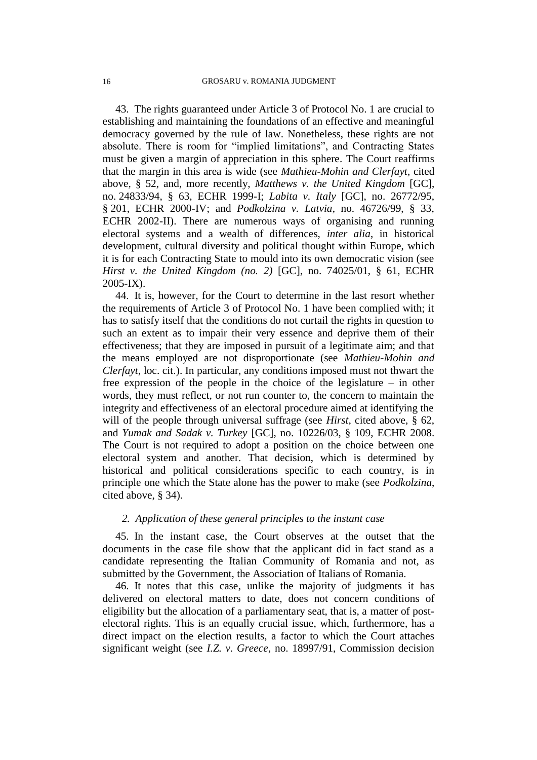43. The rights guaranteed under Article 3 of Protocol No. 1 are crucial to establishing and maintaining the foundations of an effective and meaningful democracy governed by the rule of law. Nonetheless, these rights are not absolute. There is room for "implied limitations", and Contracting States must be given a margin of appreciation in this sphere. The Court reaffirms that the margin in this area is wide (see *Mathieu-Mohin and Clerfayt*, cited above, § 52, and, more recently, *Matthews v. the United Kingdom* [GC], no. 24833/94, § 63, ECHR 1999-I; *Labita v. Italy* [GC], no. 26772/95, § 201, ECHR 2000-IV; and *Podkolzina v. Latvia*, no. 46726/99, § 33, ECHR 2002-II). There are numerous ways of organising and running electoral systems and a wealth of differences, *inter alia*, in historical development, cultural diversity and political thought within Europe, which it is for each Contracting State to mould into its own democratic vision (see *Hirst v. the United Kingdom (no. 2)* [GC], no. 74025/01, § 61, ECHR 2005-IX).

44. It is, however, for the Court to determine in the last resort whether the requirements of Article 3 of Protocol No. 1 have been complied with; it has to satisfy itself that the conditions do not curtail the rights in question to such an extent as to impair their very essence and deprive them of their effectiveness; that they are imposed in pursuit of a legitimate aim; and that the means employed are not disproportionate (see *Mathieu-Mohin and Clerfayt*, loc. cit.). In particular, any conditions imposed must not thwart the free expression of the people in the choice of the legislature – in other words, they must reflect, or not run counter to, the concern to maintain the integrity and effectiveness of an electoral procedure aimed at identifying the will of the people through universal suffrage (see *Hirst*, cited above, § 62, and *Yumak and Sadak v. Turkey* [GC], no. 10226/03, § 109, ECHR 2008. The Court is not required to adopt a position on the choice between one electoral system and another. That decision, which is determined by historical and political considerations specific to each country, is in principle one which the State alone has the power to make (see *Podkolzina*, cited above, § 34).

### *2. Application of these general principles to the instant case*

45. In the instant case, the Court observes at the outset that the documents in the case file show that the applicant did in fact stand as a candidate representing the Italian Community of Romania and not, as submitted by the Government, the Association of Italians of Romania.

46. It notes that this case, unlike the majority of judgments it has delivered on electoral matters to date, does not concern conditions of eligibility but the allocation of a parliamentary seat, that is, a matter of post-electoral rights. This is an equally crucial issue, which, furthermore, has a direct impact on the election results, a factor to which the Court attaches significant weight (see *I.Z. v. Greece*, no. 18997/91, Commission decision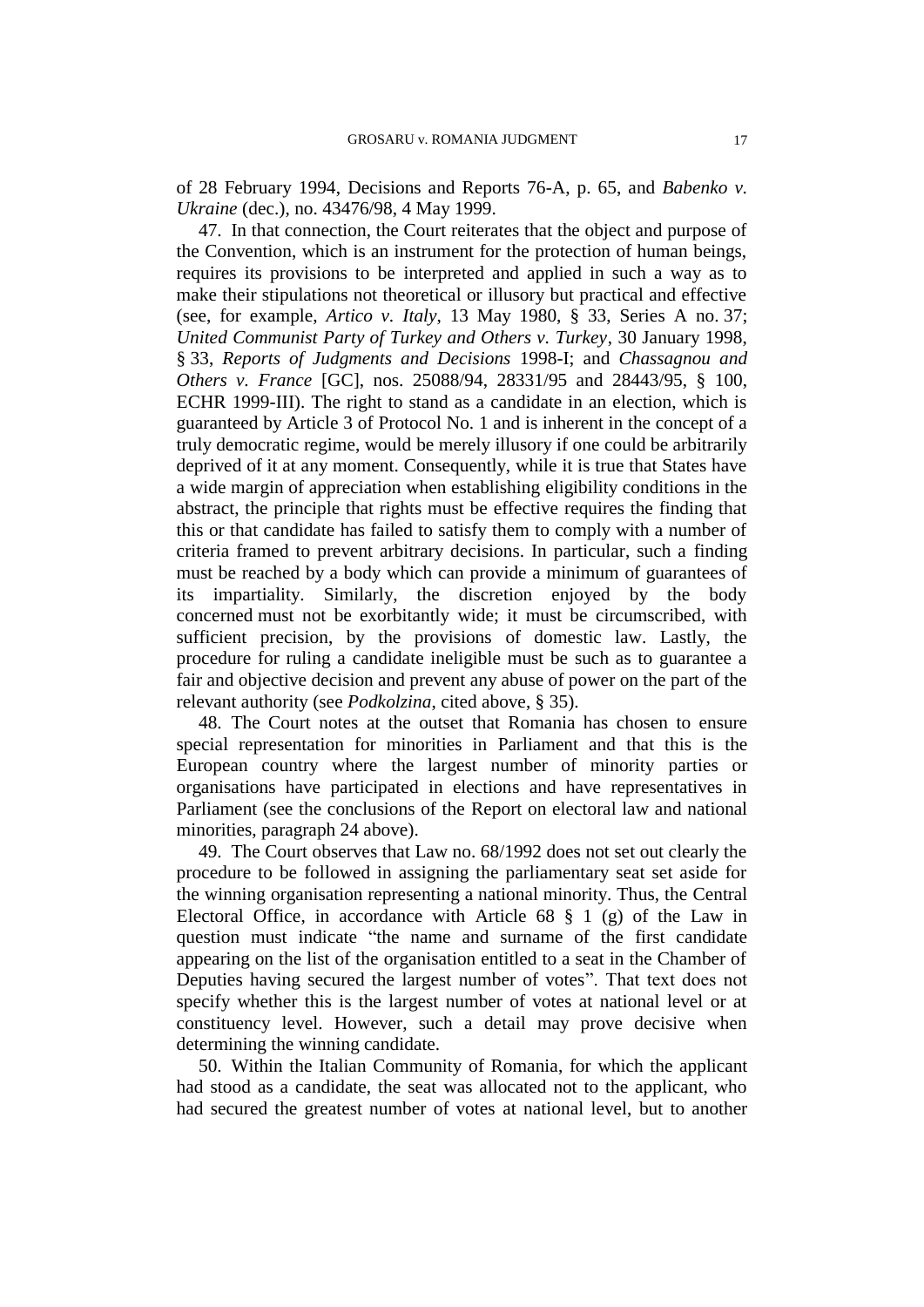of 28 February 1994, Decisions and Reports 76-A, p. 65, and *Babenko v. Ukraine* (dec.), no. 43476/98, 4 May 1999.

47. In that connection, the Court reiterates that the object and purpose of the Convention, which is an instrument for the protection of human beings, requires its provisions to be interpreted and applied in such a way as to make their stipulations not theoretical or illusory but practical and effective (see, for example, *Artico v. Italy*, 13 May 1980, § 33, Series A no. 37; *United Communist Party of Turkey and Others v. Turkey*, 30 January 1998, § 33, *Reports of Judgments and Decisions* 1998-I; and *Chassagnou and Others v. France* [GC], nos. 25088/94, 28331/95 and 28443/95, § 100, ECHR 1999-III). The right to stand as a candidate in an election, which is guaranteed by Article 3 of Protocol No. 1 and is inherent in the concept of a truly democratic regime, would be merely illusory if one could be arbitrarily deprived of it at any moment. Consequently, while it is true that States have a wide margin of appreciation when establishing eligibility conditions in the abstract, the principle that rights must be effective requires the finding that this or that candidate has failed to satisfy them to comply with a number of criteria framed to prevent arbitrary decisions. In particular, such a finding must be reached by a body which can provide a minimum of guarantees of its impartiality. Similarly, the discretion enjoyed by the body concerned must not be exorbitantly wide; it must be circumscribed, with sufficient precision, by the provisions of domestic law. Lastly, the procedure for ruling a candidate ineligible must be such as to guarantee a fair and objective decision and prevent any abuse of power on the part of the relevant authority (see *Podkolzina*, cited above, § 35).

48. The Court notes at the outset that Romania has chosen to ensure special representation for minorities in Parliament and that this is the European country where the largest number of minority parties or organisations have participated in elections and have representatives in Parliament (see the conclusions of the Report on electoral law and national minorities, paragraph 24 above).

49. The Court observes that Law no. 68/1992 does not set out clearly the procedure to be followed in assigning the parliamentary seat set aside for the winning organisation representing a national minority. Thus, the Central Electoral Office, in accordance with Article 68 § 1 (g) of the Law in question must indicate "the name and surname of the first candidate appearing on the list of the organisation entitled to a seat in the Chamber of Deputies having secured the largest number of votes". That text does not specify whether this is the largest number of votes at national level or at constituency level. However, such a detail may prove decisive when determining the winning candidate.

50. Within the Italian Community of Romania, for which the applicant had stood as a candidate, the seat was allocated not to the applicant, who had secured the greatest number of votes at national level, but to another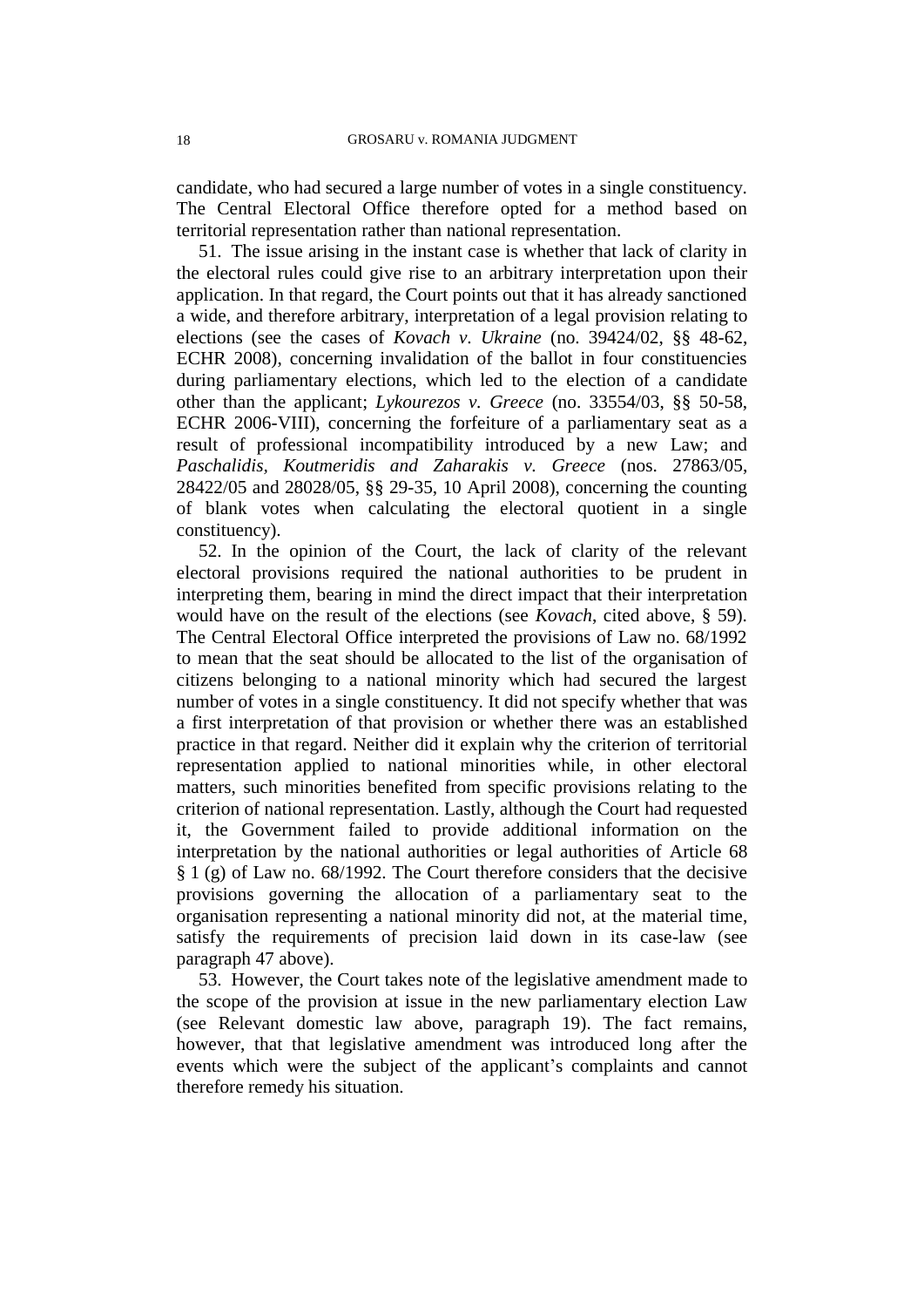candidate, who had secured a large number of votes in a single constituency. The Central Electoral Office therefore opted for a method based on territorial representation rather than national representation.

51. The issue arising in the instant case is whether that lack of clarity in the electoral rules could give rise to an arbitrary interpretation upon their application. In that regard, the Court points out that it has already sanctioned a wide, and therefore arbitrary, interpretation of a legal provision relating to elections (see the cases of *Kovach v. Ukraine* (no. 39424/02, §§ 48-62, ECHR 2008), concerning invalidation of the ballot in four constituencies during parliamentary elections, which led to the election of a candidate other than the applicant; *Lykourezos v. Greece* (no. 33554/03, §§ 50-58, ECHR 2006-VIII), concerning the forfeiture of a parliamentary seat as a result of professional incompatibility introduced by a new Law; and *Paschalidis, Koutmeridis and Zaharakis v. Greece* (nos. 27863/05, 28422/05 and 28028/05, §§ 29-35, 10 April 2008), concerning the counting of blank votes when calculating the electoral quotient in a single constituency).

52. In the opinion of the Court, the lack of clarity of the relevant electoral provisions required the national authorities to be prudent in interpreting them, bearing in mind the direct impact that their interpretation would have on the result of the elections (see *Kovach*, cited above, § 59). The Central Electoral Office interpreted the provisions of Law no. 68/1992 to mean that the seat should be allocated to the list of the organisation of citizens belonging to a national minority which had secured the largest number of votes in a single constituency. It did not specify whether that was a first interpretation of that provision or whether there was an established practice in that regard. Neither did it explain why the criterion of territorial representation applied to national minorities while, in other electoral matters, such minorities benefited from specific provisions relating to the criterion of national representation. Lastly, although the Court had requested it, the Government failed to provide additional information on the interpretation by the national authorities or legal authorities of Article 68 § 1 (g) of Law no. 68/1992. The Court therefore considers that the decisive provisions governing the allocation of a parliamentary seat to the organisation representing a national minority did not, at the material time, satisfy the requirements of precision laid down in its case-law (see paragraph 47 above).

53. However, the Court takes note of the legislative amendment made to the scope of the provision at issue in the new parliamentary election Law (see Relevant domestic law above, paragraph 19). The fact remains, however, that that legislative amendment was introduced long after the events which were the subject of the applicant's complaints and cannot therefore remedy his situation.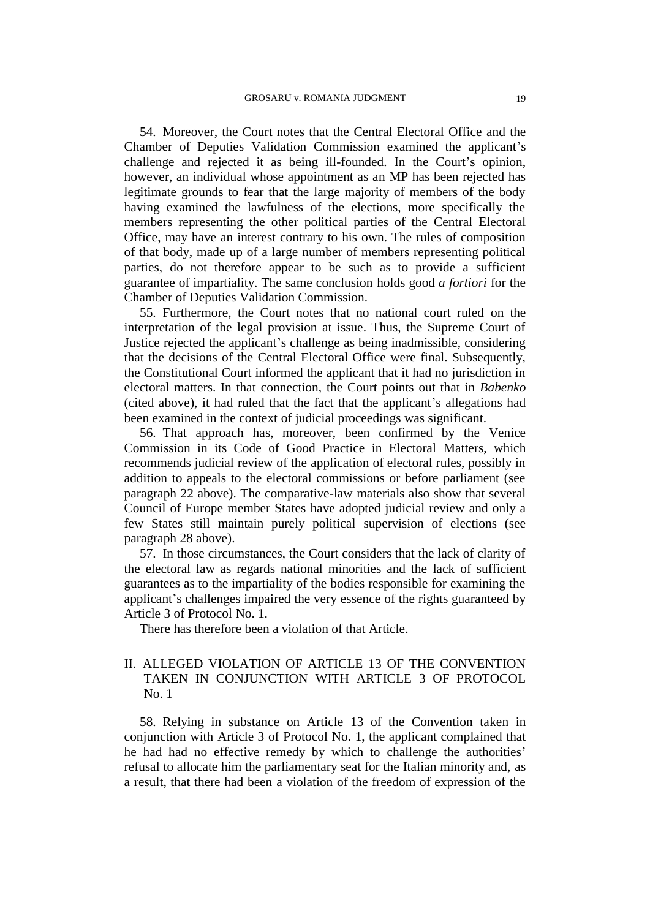54. Moreover, the Court notes that the Central Electoral Office and the Chamber of Deputies Validation Commission examined the applicant's challenge and rejected it as being ill-founded. In the Court's opinion, however, an individual whose appointment as an MP has been rejected has legitimate grounds to fear that the large majority of members of the body having examined the lawfulness of the elections, more specifically the members representing the other political parties of the Central Electoral Office, may have an interest contrary to his own. The rules of composition of that body, made up of a large number of members representing political parties, do not therefore appear to be such as to provide a sufficient guarantee of impartiality. The same conclusion holds good *a fortiori* for the Chamber of Deputies Validation Commission.

55. Furthermore, the Court notes that no national court ruled on the interpretation of the legal provision at issue. Thus, the Supreme Court of Justice rejected the applicant's challenge as being inadmissible, considering that the decisions of the Central Electoral Office were final. Subsequently, the Constitutional Court informed the applicant that it had no jurisdiction in electoral matters. In that connection, the Court points out that in *Babenko* (cited above), it had ruled that the fact that the applicant's allegations had been examined in the context of judicial proceedings was significant.

56. That approach has, moreover, been confirmed by the Venice Commission in its Code of Good Practice in Electoral Matters, which recommends judicial review of the application of electoral rules, possibly in addition to appeals to the electoral commissions or before parliament (see paragraph 22 above). The comparative-law materials also show that several Council of Europe member States have adopted judicial review and only a few States still maintain purely political supervision of elections (see paragraph 28 above).

57. In those circumstances, the Court considers that the lack of clarity of the electoral law as regards national minorities and the lack of sufficient guarantees as to the impartiality of the bodies responsible for examining the applicant's challenges impaired the very essence of the rights guaranteed by Article 3 of Protocol No. 1.

There has therefore been a violation of that Article.

## II. ALLEGED VIOLATION OF ARTICLE 13 OF THE CONVENTION TAKEN IN CONJUNCTION WITH ARTICLE 3 OF PROTOCOL No. 1

58. Relying in substance on Article 13 of the Convention taken in conjunction with Article 3 of Protocol No. 1, the applicant complained that he had had no effective remedy by which to challenge the authorities' refusal to allocate him the parliamentary seat for the Italian minority and, as a result, that there had been a violation of the freedom of expression of the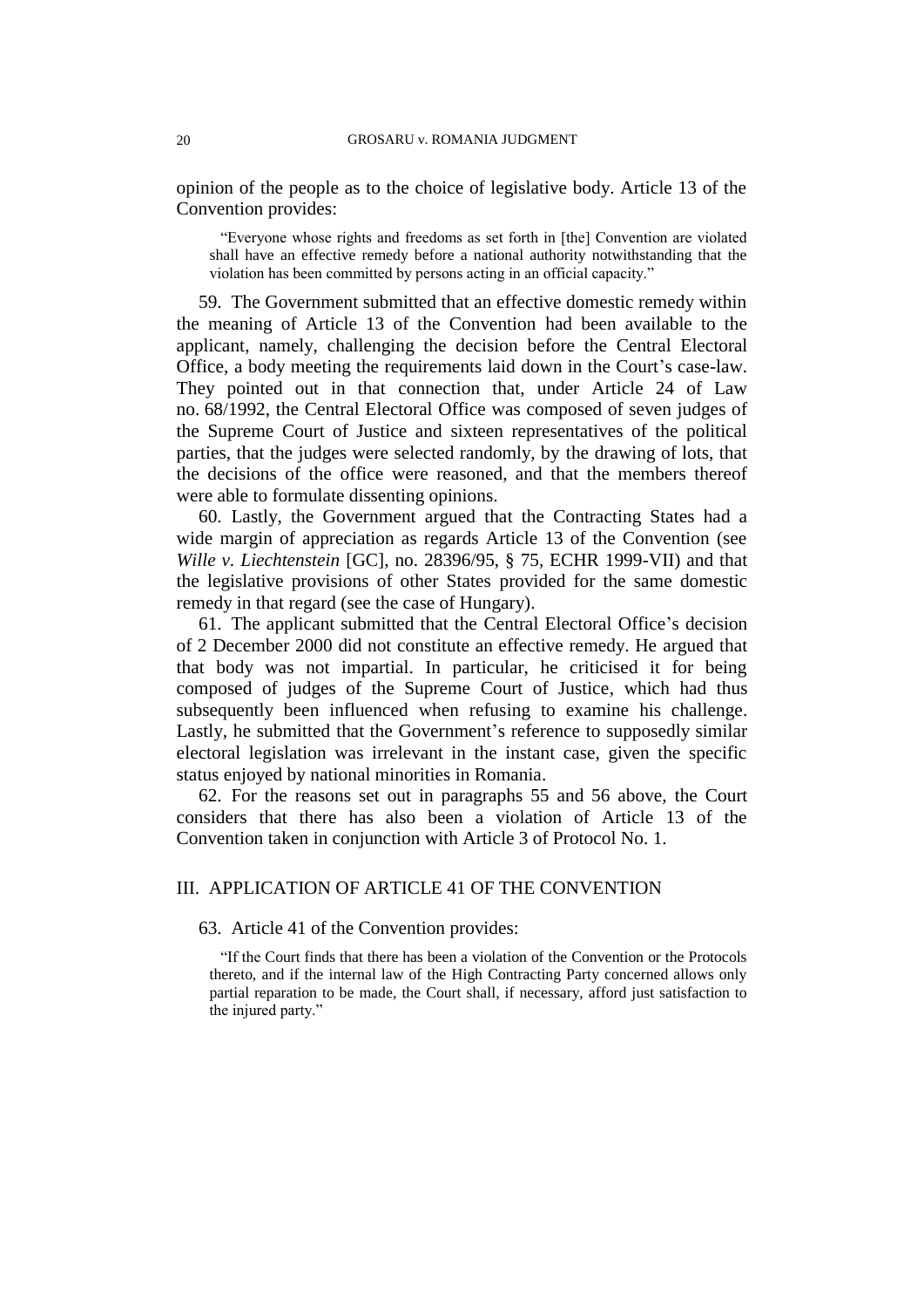opinion of the people as to the choice of legislative body. Article 13 of the Convention provides:

> "Everyone whose rights and freedoms as set forth in [the] Convention are violated shall have an effective remedy before a national authority notwithstanding that the violation has been committed by persons acting in an official capacity."

59. The Government submitted that an effective domestic remedy within the meaning of Article 13 of the Convention had been available to the applicant, namely, challenging the decision before the Central Electoral Office, a body meeting the requirements laid down in the Court's case-law. They pointed out in that connection that, under Article 24 of Law no. 68/1992, the Central Electoral Office was composed of seven judges of the Supreme Court of Justice and sixteen representatives of the political parties, that the judges were selected randomly, by the drawing of lots, that the decisions of the office were reasoned, and that the members thereof were able to formulate dissenting opinions.

60. Lastly, the Government argued that the Contracting States had a wide margin of appreciation as regards Article 13 of the Convention (see *Wille v. Liechtenstein* [GC], no. 28396/95, § 75, ECHR 1999-VII) and that the legislative provisions of other States provided for the same domestic remedy in that regard (see the case of Hungary).

61. The applicant submitted that the Central Electoral Office's decision of 2 December 2000 did not constitute an effective remedy. He argued that that body was not impartial. In particular, he criticised it for being composed of judges of the Supreme Court of Justice, which had thus subsequently been influenced when refusing to examine his challenge. Lastly, he submitted that the Government's reference to supposedly similar electoral legislation was irrelevant in the instant case, given the specific status enjoyed by national minorities in Romania.

62. For the reasons set out in paragraphs 55 and 56 above, the Court considers that there has also been a violation of Article 13 of the Convention taken in conjunction with Article 3 of Protocol No. 1.

## III. APPLICATION OF ARTICLE 41 OF THE CONVENTION

63. Article 41 of the Convention provides:

> "If the Court finds that there has been a violation of the Convention or the Protocols thereto, and if the internal law of the High Contracting Party concerned allows only partial reparation to be made, the Court shall, if necessary, afford just satisfaction to the injured party."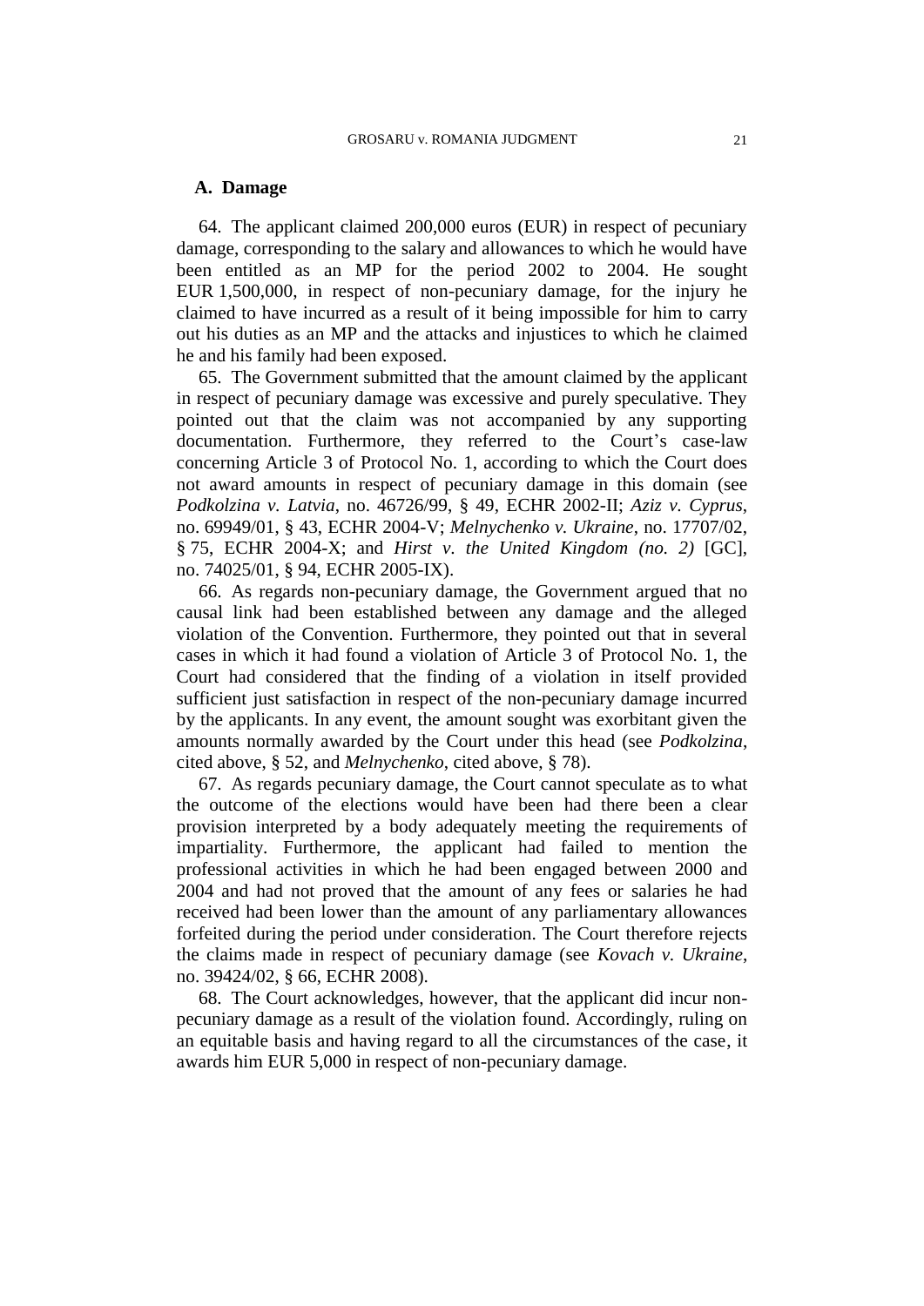### A. Damage

64. The applicant claimed 200,000 euros (EUR) in respect of pecuniary damage, corresponding to the salary and allowances to which he would have been entitled as an MP for the period 2002 to 2004. He sought EUR 1,500,000, in respect of non-pecuniary damage, for the injury he claimed to have incurred as a result of it being impossible for him to carry out his duties as an MP and the attacks and injustices to which he claimed he and his family had been exposed.

65. The Government submitted that the amount claimed by the applicant in respect of pecuniary damage was excessive and purely speculative. They pointed out that the claim was not accompanied by any supporting documentation. Furthermore, they referred to the Court's case-law concerning Article 3 of Protocol No. 1, according to which the Court does not award amounts in respect of pecuniary damage in this domain (see *Podkolzina v. Latvia*, no. 46726/99, § 49, ECHR 2002-II; *Aziz v. Cyprus*, no. 69949/01, § 43, ECHR 2004-V; *Melnychenko v. Ukraine*, no. 17707/02, § 75, ECHR 2004-X; and *Hirst v. the United Kingdom (no. 2)* [GC], no. 74025/01, § 94, ECHR 2005-IX).

66. As regards non-pecuniary damage, the Government argued that no causal link had been established between any damage and the alleged violation of the Convention. Furthermore, they pointed out that in several cases in which it had found a violation of Article 3 of Protocol No. 1, the Court had considered that the finding of a violation in itself provided sufficient just satisfaction in respect of the non-pecuniary damage incurred by the applicants. In any event, the amount sought was exorbitant given the amounts normally awarded by the Court under this head (see *Podkolzina*, cited above, § 52, and *Melnychenko*, cited above, § 78).

67. As regards pecuniary damage, the Court cannot speculate as to what the outcome of the elections would have been had there been a clear provision interpreted by a body adequately meeting the requirements of impartiality. Furthermore, the applicant had failed to mention the professional activities in which he had been engaged between 2000 and 2004 and had not proved that the amount of any fees or salaries he had received had been lower than the amount of any parliamentary allowances forfeited during the period under consideration. The Court therefore rejects the claims made in respect of pecuniary damage (see *Kovach v. Ukraine*, no. 39424/02, § 66, ECHR 2008).

68. The Court acknowledges, however, that the applicant did incur non-pecuniary damage as a result of the violation found. Accordingly, ruling on an equitable basis and having regard to all the circumstances of the case, it awards him EUR 5,000 in respect of non-pecuniary damage.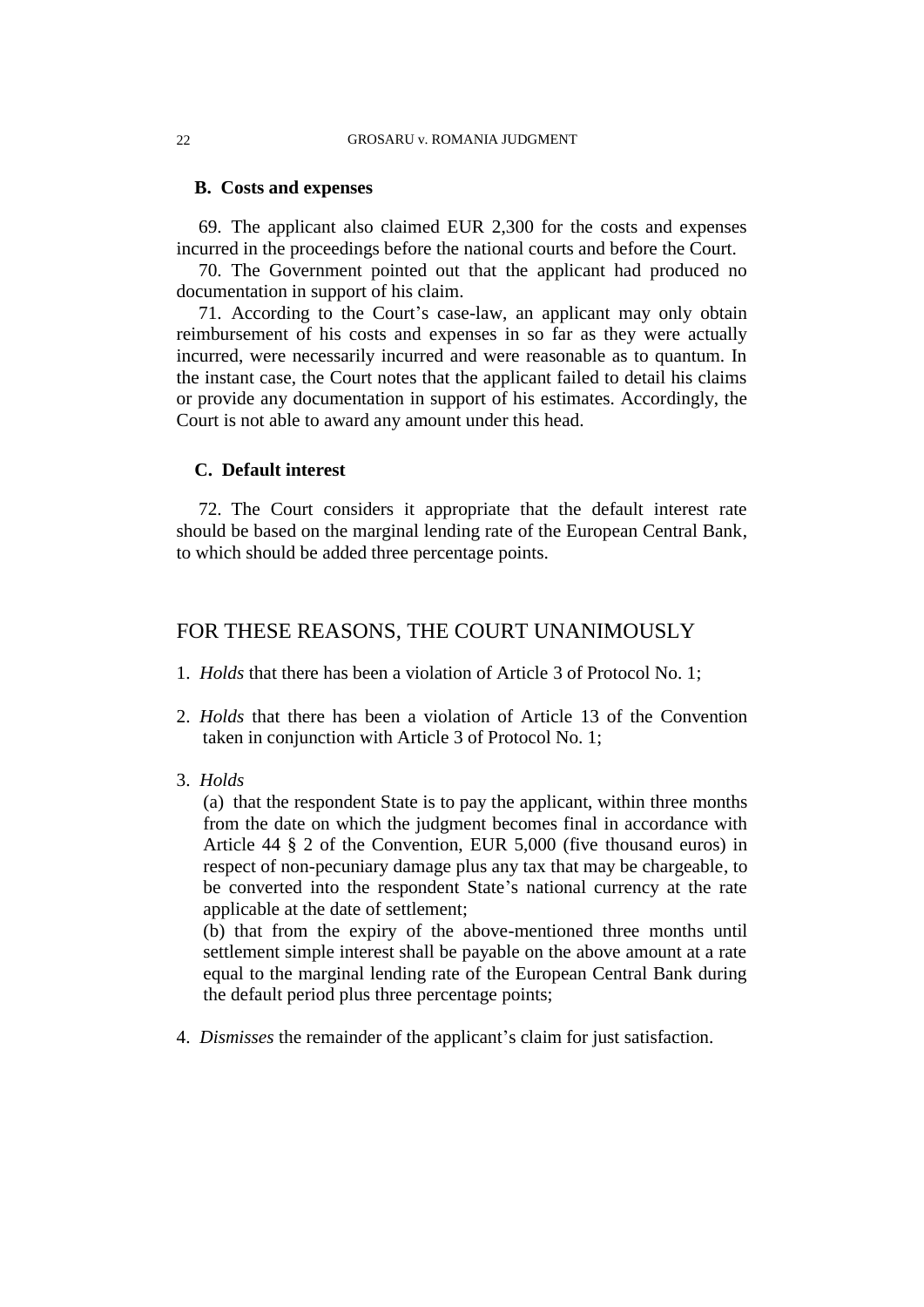### B. Costs and expenses

69. The applicant also claimed EUR 2,300 for the costs and expenses incurred in the proceedings before the national courts and before the Court.

70. The Government pointed out that the applicant had produced no documentation in support of his claim.

71. According to the Court's case-law, an applicant may only obtain reimbursement of his costs and expenses in so far as they were actually incurred, were necessarily incurred and were reasonable as to quantum. In the instant case, the Court notes that the applicant failed to detail his claims or provide any documentation in support of his estimates. Accordingly, the Court is not able to award any amount under this head.

### C. Default interest

72. The Court considers it appropriate that the default interest rate should be based on the marginal lending rate of the European Central Bank, to which should be added three percentage points.

## FOR THESE REASONS, THE COURT UNANIMOUSLY

1. *Holds* that there has been a violation of Article 3 of Protocol No. 1;

2. *Holds* that there has been a violation of Article 13 of the Convention taken in conjunction with Article 3 of Protocol No. 1;

3. *Holds*

   (a) that the respondent State is to pay the applicant, within three months from the date on which the judgment becomes final in accordance with Article 44 § 2 of the Convention, EUR 5,000 (five thousand euros) in respect of non-pecuniary damage plus any tax that may be chargeable, to be converted into the respondent State's national currency at the rate applicable at the date of settlement;

   (b) that from the expiry of the above-mentioned three months until settlement simple interest shall be payable on the above amount at a rate equal to the marginal lending rate of the European Central Bank during the default period plus three percentage points;

4. *Dismisses* the remainder of the applicant's claim for just satisfaction.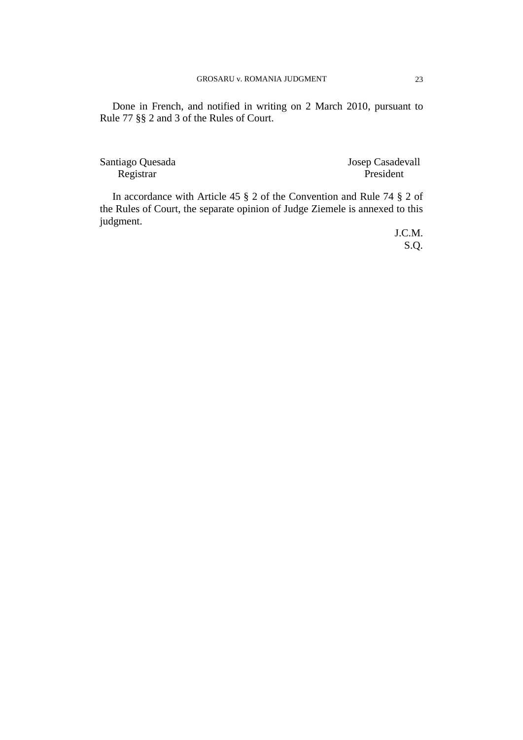Done in French, and notified in writing on 2 March 2010, pursuant to Rule 77 §§ 2 and 3 of the Rules of Court.

Santiago Quesada
Registrar

Josep Casadevall
President

In accordance with Article 45 § 2 of the Convention and Rule 74 § 2 of the Rules of Court, the separate opinion of Judge Ziemele is annexed to this judgment.

J.C.M.
S.Q.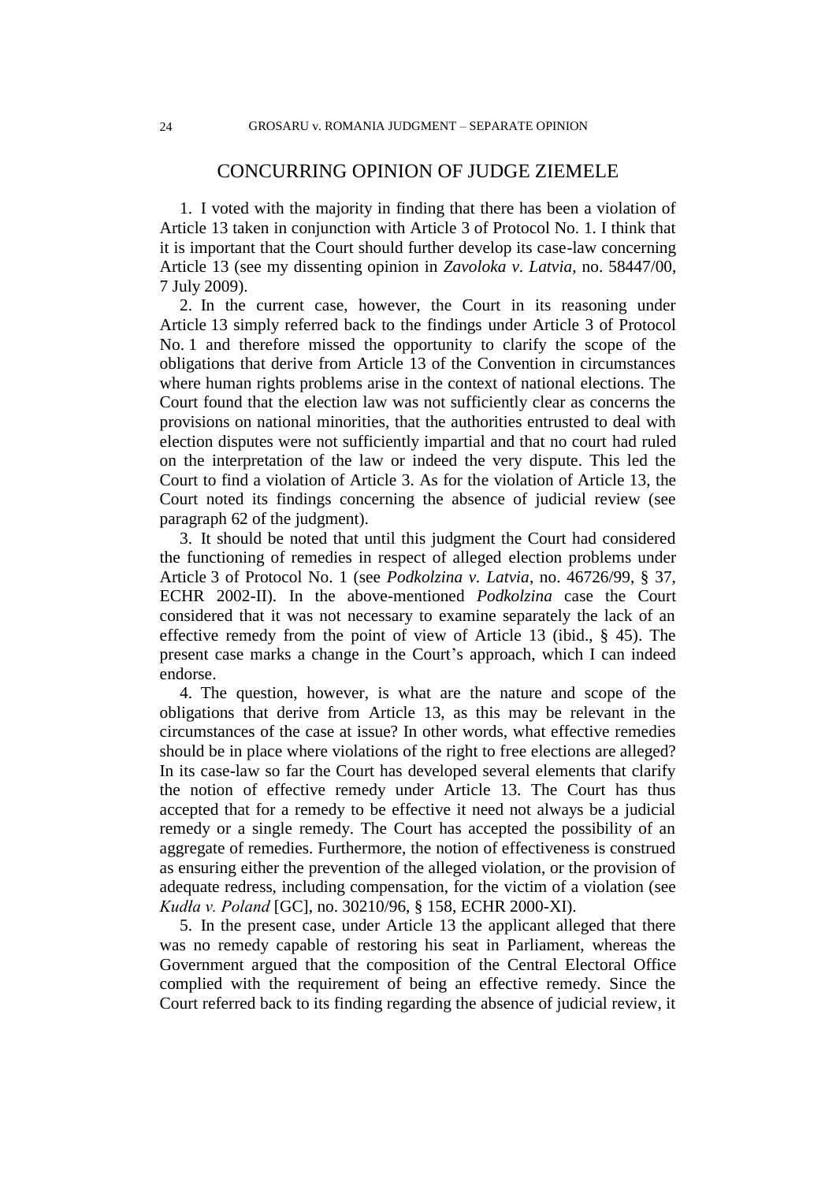## CONCURRING OPINION OF JUDGE ZIEMELE

1. I voted with the majority in finding that there has been a violation of Article 13 taken in conjunction with Article 3 of Protocol No. 1. I think that it is important that the Court should further develop its case-law concerning Article 13 (see my dissenting opinion in *Zavoloka v. Latvia*, no. 58447/00, 7 July 2009).

2. In the current case, however, the Court in its reasoning under Article 13 simply referred back to the findings under Article 3 of Protocol No. 1 and therefore missed the opportunity to clarify the scope of the obligations that derive from Article 13 of the Convention in circumstances where human rights problems arise in the context of national elections. The Court found that the election law was not sufficiently clear as concerns the provisions on national minorities, that the authorities entrusted to deal with election disputes were not sufficiently impartial and that no court had ruled on the interpretation of the law or indeed the very dispute. This led the Court to find a violation of Article 3. As for the violation of Article 13, the Court noted its findings concerning the absence of judicial review (see paragraph 62 of the judgment).

3. It should be noted that until this judgment the Court had considered the functioning of remedies in respect of alleged election problems under Article 3 of Protocol No. 1 (see *Podkolzina v. Latvia*, no. 46726/99, § 37, ECHR 2002-II). In the above-mentioned *Podkolzina* case the Court considered that it was not necessary to examine separately the lack of an effective remedy from the point of view of Article 13 (ibid., § 45). The present case marks a change in the Court's approach, which I can indeed endorse.

4. The question, however, is what are the nature and scope of the obligations that derive from Article 13, as this may be relevant in the circumstances of the case at issue? In other words, what effective remedies should be in place where violations of the right to free elections are alleged? In its case-law so far the Court has developed several elements that clarify the notion of effective remedy under Article 13. The Court has thus accepted that for a remedy to be effective it need not always be a judicial remedy or a single remedy. The Court has accepted the possibility of an aggregate of remedies. Furthermore, the notion of effectiveness is construed as ensuring either the prevention of the alleged violation, or the provision of adequate redress, including compensation, for the victim of a violation (see *Kudła v. Poland* [GC], no. 30210/96, § 158, ECHR 2000-XI).

5. In the present case, under Article 13 the applicant alleged that there was no remedy capable of restoring his seat in Parliament, whereas the Government argued that the composition of the Central Electoral Office complied with the requirement of being an effective remedy. Since the Court referred back to its finding regarding the absence of judicial review, it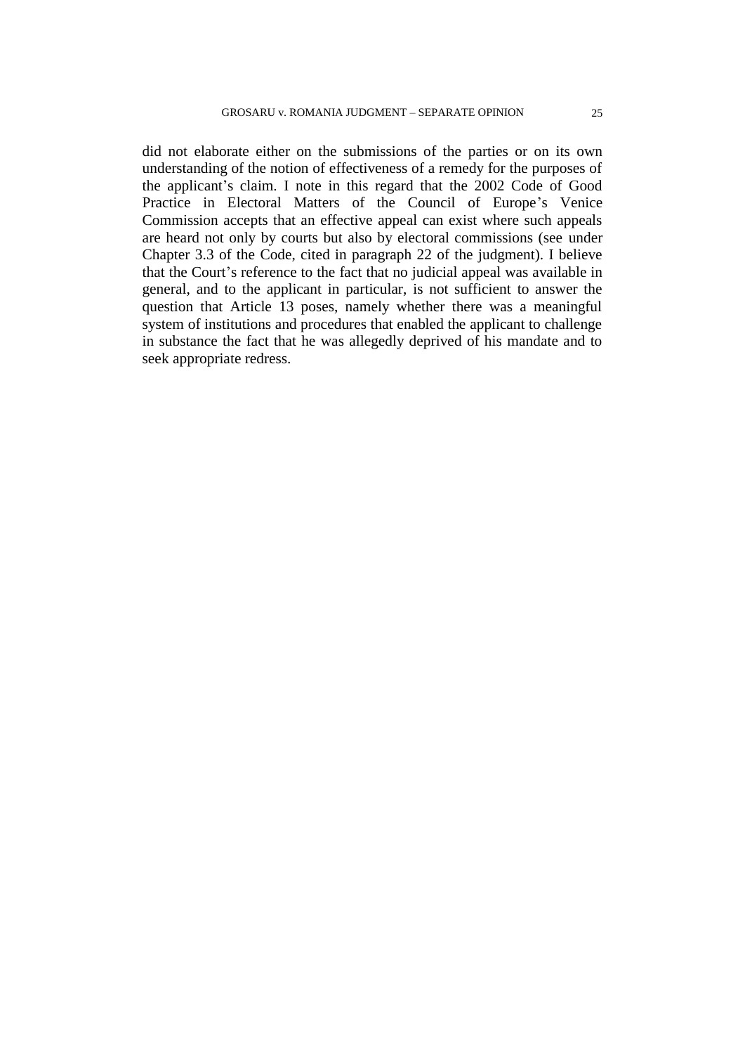did not elaborate either on the submissions of the parties or on its own understanding of the notion of effectiveness of a remedy for the purposes of the applicant's claim. I note in this regard that the 2002 Code of Good Practice in Electoral Matters of the Council of Europe's Venice Commission accepts that an effective appeal can exist where such appeals are heard not only by courts but also by electoral commissions (see under Chapter 3.3 of the Code, cited in paragraph 22 of the judgment). I believe that the Court's reference to the fact that no judicial appeal was available in general, and to the applicant in particular, is not sufficient to answer the question that Article 13 poses, namely whether there was a meaningful system of institutions and procedures that enabled the applicant to challenge in substance the fact that he was allegedly deprived of his mandate and to seek appropriate redress.